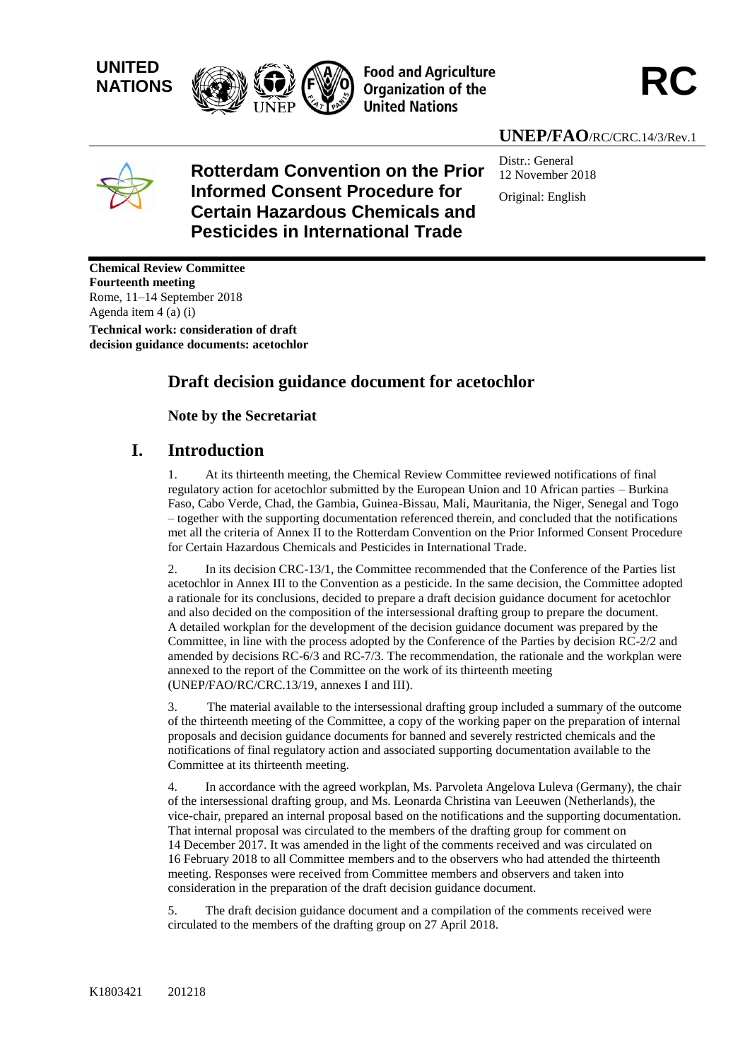UNITED NATIONS

Food and Agriculture Organization of the United Nations

RC

UNEP/FAO/RC/CRC.14/3/Rev.1

**Rotterdam Convention on the Prior Informed Consent Procedure for Certain Hazardous Chemicals and Pesticides in International Trade**

Distr.: General
12 November 2018

Original: English

**Chemical Review Committee**
**Fourteenth meeting**
Rome, 11–14 September 2018
Agenda item 4 (a) (i)
**Technical work: consideration of draft decision guidance documents: acetochlor**

# Draft decision guidance document for acetochlor

## Note by the Secretariat

## I. Introduction

1. At its thirteenth meeting, the Chemical Review Committee reviewed notifications of final regulatory action for acetochlor submitted by the European Union and 10 African parties – Burkina Faso, Cabo Verde, Chad, the Gambia, Guinea-Bissau, Mali, Mauritania, the Niger, Senegal and Togo – together with the supporting documentation referenced therein, and concluded that the notifications met all the criteria of Annex II to the Rotterdam Convention on the Prior Informed Consent Procedure for Certain Hazardous Chemicals and Pesticides in International Trade.

2. In its decision CRC-13/1, the Committee recommended that the Conference of the Parties list acetochlor in Annex III to the Convention as a pesticide. In the same decision, the Committee adopted a rationale for its conclusions, decided to prepare a draft decision guidance document for acetochlor and also decided on the composition of the intersessional drafting group to prepare the document. A detailed workplan for the development of the decision guidance document was prepared by the Committee, in line with the process adopted by the Conference of the Parties by decision RC-2/2 and amended by decisions RC-6/3 and RC-7/3. The recommendation, the rationale and the workplan were annexed to the report of the Committee on the work of its thirteenth meeting (UNEP/FAO/RC/CRC.13/19, annexes I and III).

3. The material available to the intersessional drafting group included a summary of the outcome of the thirteenth meeting of the Committee, a copy of the working paper on the preparation of internal proposals and decision guidance documents for banned and severely restricted chemicals and the notifications of final regulatory action and associated supporting documentation available to the Committee at its thirteenth meeting.

4. In accordance with the agreed workplan, Ms. Parvoleta Angelova Luleva (Germany), the chair of the intersessional drafting group, and Ms. Leonarda Christina van Leeuwen (Netherlands), the vice-chair, prepared an internal proposal based on the notifications and the supporting documentation. That internal proposal was circulated to the members of the drafting group for comment on 14 December 2017. It was amended in the light of the comments received and was circulated on 16 February 2018 to all Committee members and to the observers who had attended the thirteenth meeting. Responses were received from Committee members and observers and taken into consideration in the preparation of the draft decision guidance document.

5. The draft decision guidance document and a compilation of the comments received were circulated to the members of the drafting group on 27 April 2018.

K1803421 201218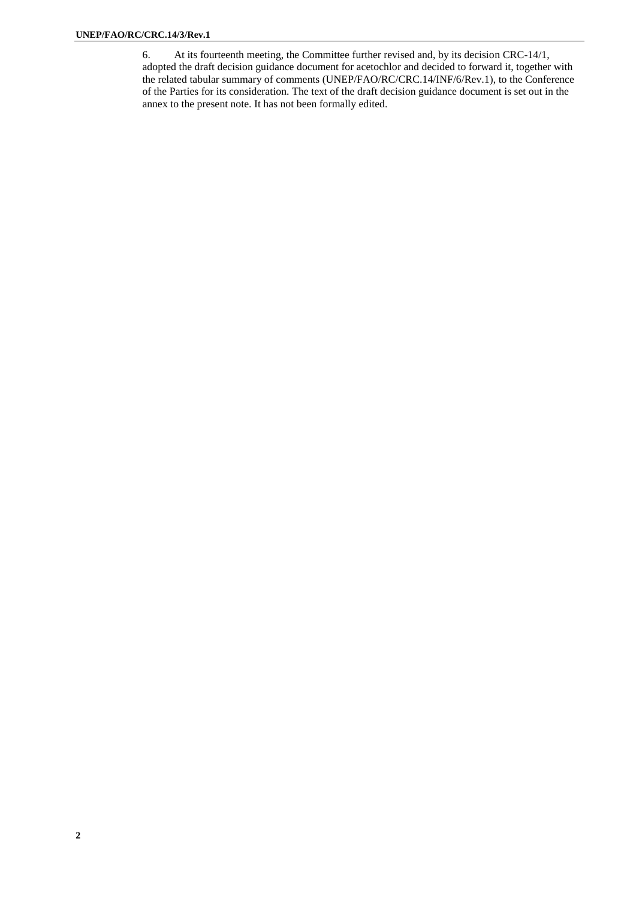6. At its fourteenth meeting, the Committee further revised and, by its decision CRC-14/1, adopted the draft decision guidance document for acetochlor and decided to forward it, together with the related tabular summary of comments (UNEP/FAO/RC/CRC.14/INF/6/Rev.1), to the Conference of the Parties for its consideration. The text of the draft decision guidance document is set out in the annex to the present note. It has not been formally edited.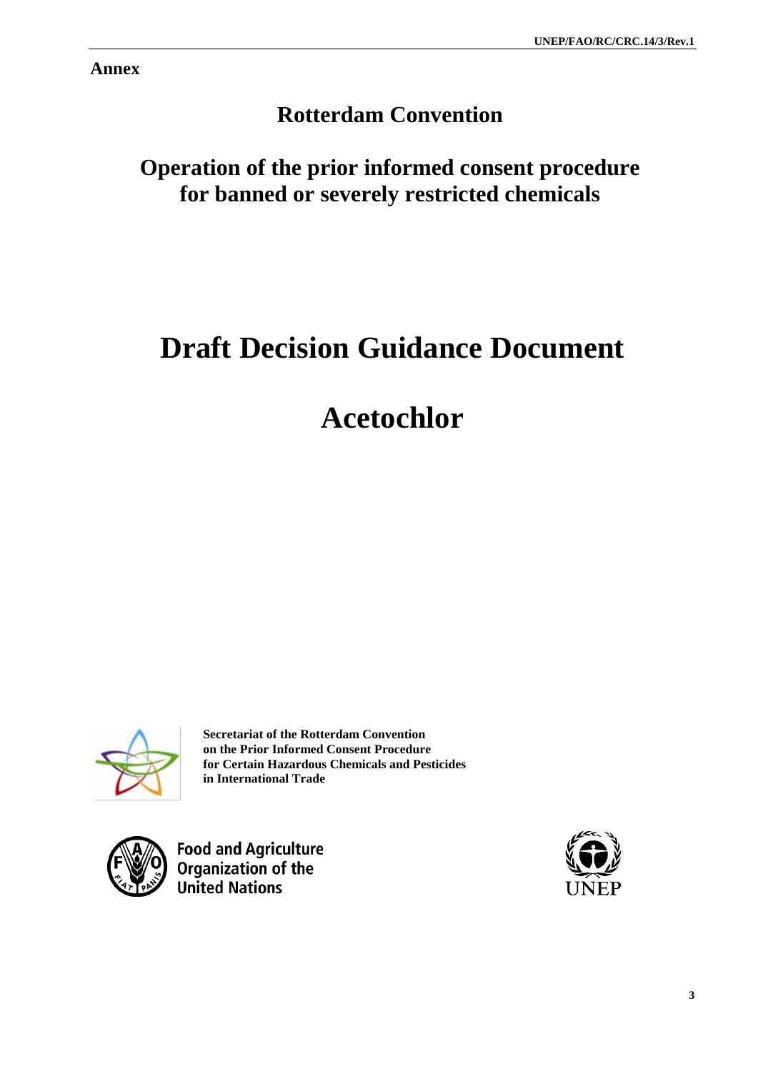**Annex**

# Rotterdam Convention

## Operation of the prior informed consent procedure for banned or severely restricted chemicals

# Draft Decision Guidance Document

# Acetochlor

**Secretariat of the Rotterdam Convention on the Prior Informed Consent Procedure for Certain Hazardous Chemicals and Pesticides in International Trade**

Food and Agriculture Organization of the United Nations

UNEP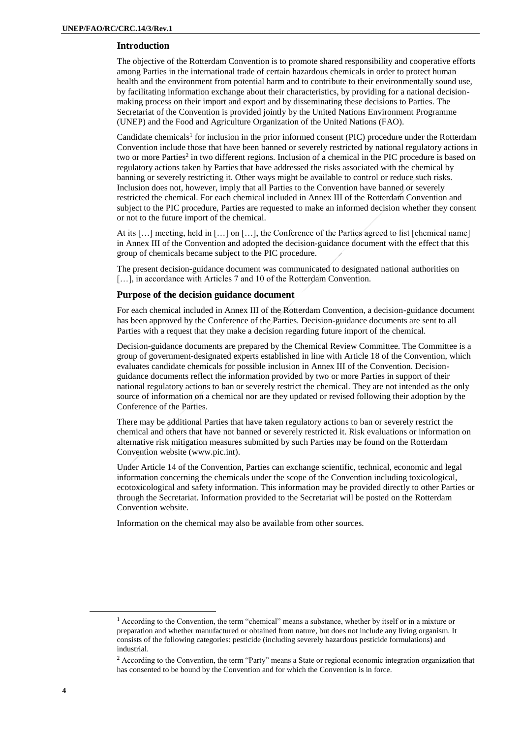## Introduction

The objective of the Rotterdam Convention is to promote shared responsibility and cooperative efforts among Parties in the international trade of certain hazardous chemicals in order to protect human health and the environment from potential harm and to contribute to their environmentally sound use, by facilitating information exchange about their characteristics, by providing for a national decision-making process on their import and export and by disseminating these decisions to Parties. The Secretariat of the Convention is provided jointly by the United Nations Environment Programme (UNEP) and the Food and Agriculture Organization of the United Nations (FAO).

Candidate chemicals[1] for inclusion in the prior informed consent (PIC) procedure under the Rotterdam Convention include those that have been banned or severely restricted by national regulatory actions in two or more Parties[2] in two different regions. Inclusion of a chemical in the PIC procedure is based on regulatory actions taken by Parties that have addressed the risks associated with the chemical by banning or severely restricting it. Other ways might be available to control or reduce such risks. Inclusion does not, however, imply that all Parties to the Convention have banned or severely restricted the chemical. For each chemical included in Annex III of the Rotterdam Convention and subject to the PIC procedure, Parties are requested to make an informed decision whether they consent or not to the future import of the chemical.

At its […] meeting, held in […] on […], the Conference of the Parties agreed to list [chemical name] in Annex III of the Convention and adopted the decision-guidance document with the effect that this group of chemicals became subject to the PIC procedure.

The present decision-guidance document was communicated to designated national authorities on […], in accordance with Articles 7 and 10 of the Rotterdam Convention.

## Purpose of the decision guidance document

For each chemical included in Annex III of the Rotterdam Convention, a decision-guidance document has been approved by the Conference of the Parties. Decision-guidance documents are sent to all Parties with a request that they make a decision regarding future import of the chemical.

Decision-guidance documents are prepared by the Chemical Review Committee. The Committee is a group of government-designated experts established in line with Article 18 of the Convention, which evaluates candidate chemicals for possible inclusion in Annex III of the Convention. Decision-guidance documents reflect the information provided by two or more Parties in support of their national regulatory actions to ban or severely restrict the chemical. They are not intended as the only source of information on a chemical nor are they updated or revised following their adoption by the Conference of the Parties.

There may be additional Parties that have taken regulatory actions to ban or severely restrict the chemical and others that have not banned or severely restricted it. Risk evaluations or information on alternative risk mitigation measures submitted by such Parties may be found on the Rotterdam Convention website (www.pic.int).

Under Article 14 of the Convention, Parties can exchange scientific, technical, economic and legal information concerning the chemicals under the scope of the Convention including toxicological, ecotoxicological and safety information. This information may be provided directly to other Parties or through the Secretariat. Information provided to the Secretariat will be posted on the Rotterdam Convention website.

Information on the chemical may also be available from other sources.

---

[1] According to the Convention, the term "chemical" means a substance, whether by itself or in a mixture or preparation and whether manufactured or obtained from nature, but does not include any living organism. It consists of the following categories: pesticide (including severely hazardous pesticide formulations) and industrial.

[2] According to the Convention, the term "Party" means a State or regional economic integration organization that has consented to be bound by the Convention and for which the Convention is in force.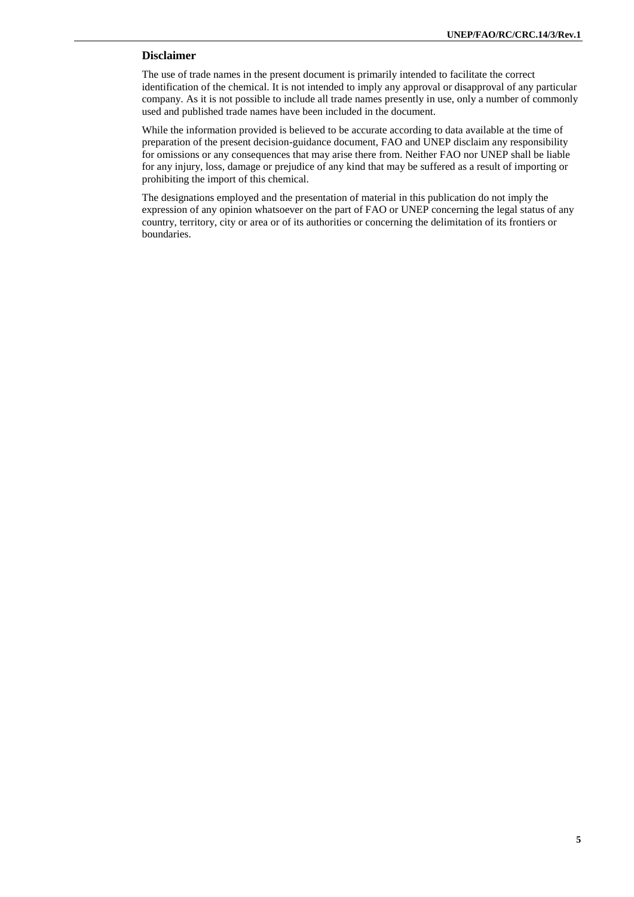## Disclaimer

The use of trade names in the present document is primarily intended to facilitate the correct identification of the chemical. It is not intended to imply any approval or disapproval of any particular company. As it is not possible to include all trade names presently in use, only a number of commonly used and published trade names have been included in the document.

While the information provided is believed to be accurate according to data available at the time of preparation of the present decision-guidance document, FAO and UNEP disclaim any responsibility for omissions or any consequences that may arise there from. Neither FAO nor UNEP shall be liable for any injury, loss, damage or prejudice of any kind that may be suffered as a result of importing or prohibiting the import of this chemical.

The designations employed and the presentation of material in this publication do not imply the expression of any opinion whatsoever on the part of FAO or UNEP concerning the legal status of any country, territory, city or area or of its authorities or concerning the delimitation of its frontiers or boundaries.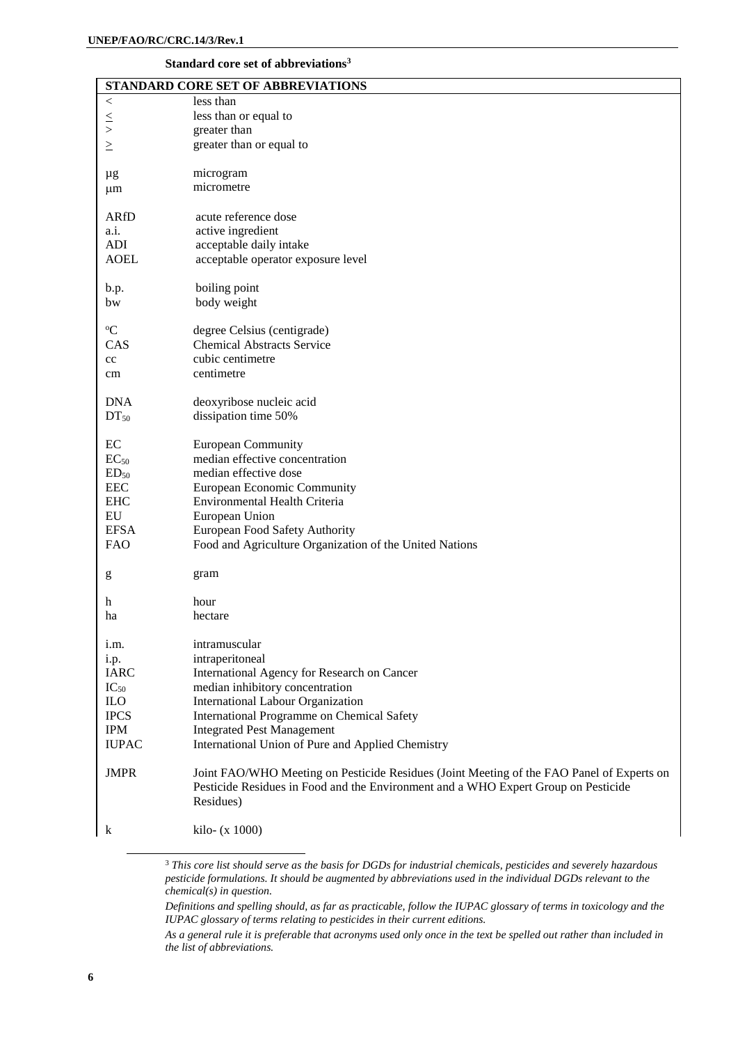**Standard core set of abbreviations**[3]

| STANDARD CORE SET OF ABBREVIATIONS | |
|---|---|
| < | less than |
| ≤ | less than or equal to |
| > | greater than |
| ≥ | greater than or equal to |
| | |
| µg | microgram |
| µm | micrometre |
| | |
| ARfD | acute reference dose |
| a.i. | active ingredient |
| ADI | acceptable daily intake |
| AOEL | acceptable operator exposure level |
| | |
| b.p. | boiling point |
| bw | body weight |
| | |
| ºC | degree Celsius (centigrade) |
| CAS | Chemical Abstracts Service |
| cc | cubic centimetre |
| cm | centimetre |
| | |
| DNA | deoxyribose nucleic acid |
| $DT_{50}$ | dissipation time 50% |
| | |
| EC | European Community |
| $EC_{50}$ | median effective concentration |
| $ED_{50}$ | median effective dose |
| EEC | European Economic Community |
| EHC | Environmental Health Criteria |
| EU | European Union |
| EFSA | European Food Safety Authority |
| FAO | Food and Agriculture Organization of the United Nations |
| | |
| g | gram |
| | |
| h | hour |
| ha | hectare |
| | |
| i.m. | intramuscular |
| i.p. | intraperitoneal |
| IARC | International Agency for Research on Cancer |
| $IC_{50}$ | median inhibitory concentration |
| ILO | International Labour Organization |
| IPCS | International Programme on Chemical Safety |
| IPM | Integrated Pest Management |
| IUPAC | International Union of Pure and Applied Chemistry |
| | |
| JMPR | Joint FAO/WHO Meeting on Pesticide Residues (Joint Meeting of the FAO Panel of Experts on Pesticide Residues in Food and the Environment and a WHO Expert Group on Pesticide Residues) |
| | |
| k | kilo- (x 1000) |

[3] *This core list should serve as the basis for DGDs for industrial chemicals, pesticides and severely hazardous pesticide formulations. It should be augmented by abbreviations used in the individual DGDs relevant to the chemical(s) in question.*

*Definitions and spelling should, as far as practicable, follow the IUPAC glossary of terms in toxicology and the IUPAC glossary of terms relating to pesticides in their current editions.*

*As a general rule it is preferable that acronyms used only once in the text be spelled out rather than included in the list of abbreviations.*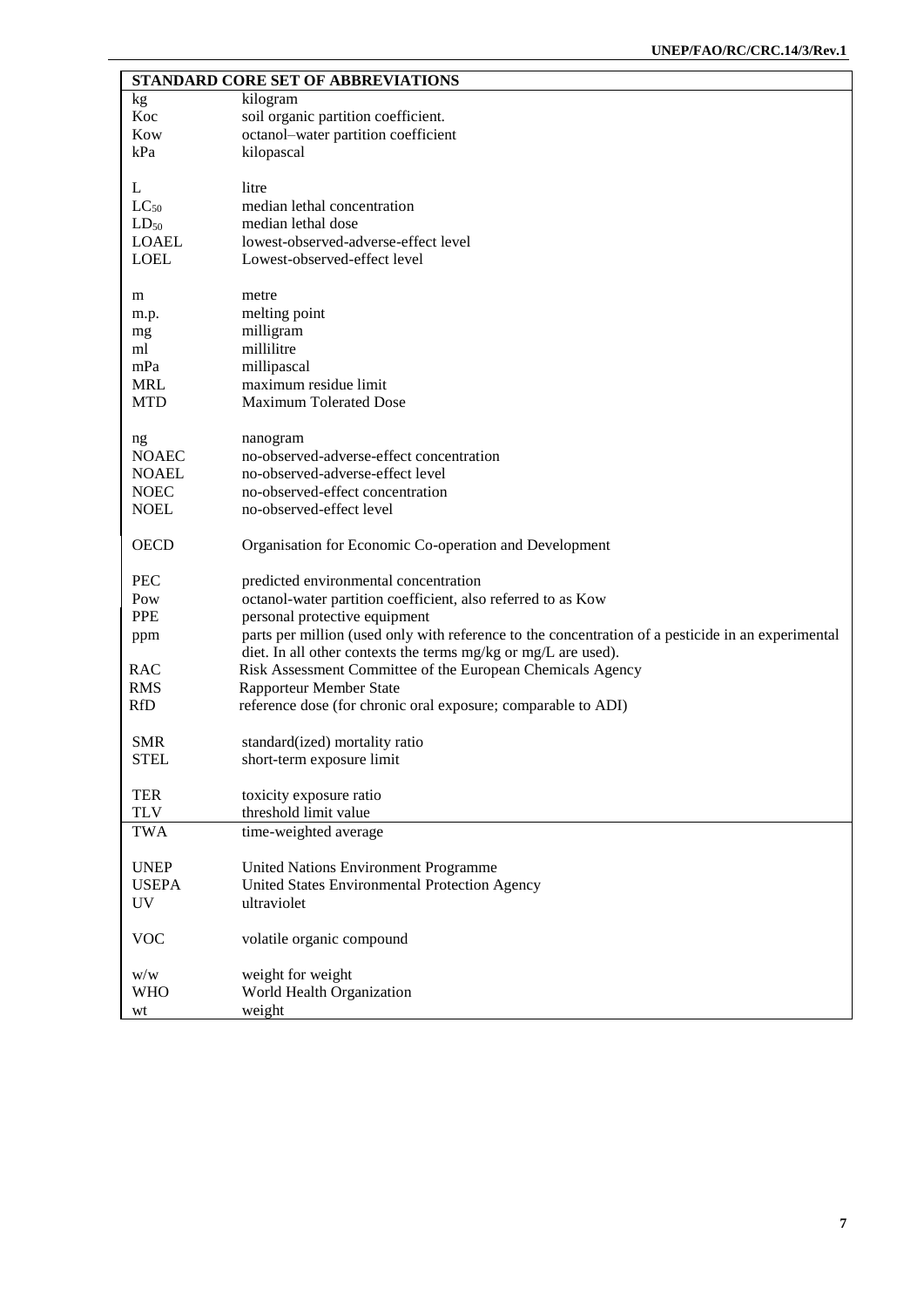| STANDARD CORE SET OF ABBREVIATIONS | |
|---|---|
| kg | kilogram |
| Koc | soil organic partition coefficient. |
| Kow | octanol–water partition coefficient |
| kPa | kilopascal |
| | |
| L | litre |
| $LC_{50}$ | median lethal concentration |
| $LD_{50}$ | median lethal dose |
| LOAEL | lowest-observed-adverse-effect level |
| LOEL | Lowest-observed-effect level |
| | |
| m | metre |
| m.p. | melting point |
| mg | milligram |
| ml | millilitre |
| mPa | millipascal |
| MRL | maximum residue limit |
| MTD | Maximum Tolerated Dose |
| | |
| ng | nanogram |
| NOAEC | no-observed-adverse-effect concentration |
| NOAEL | no-observed-adverse-effect level |
| NOEC | no-observed-effect concentration |
| NOEL | no-observed-effect level |
| | |
| OECD | Organisation for Economic Co-operation and Development |
| | |
| PEC | predicted environmental concentration |
| Pow | octanol-water partition coefficient, also referred to as Kow |
| PPE | personal protective equipment |
| ppm | parts per million (used only with reference to the concentration of a pesticide in an experimental diet. In all other contexts the terms mg/kg or mg/L are used). |
| RAC | Risk Assessment Committee of the European Chemicals Agency |
| RMS | Rapporteur Member State |
| RfD | reference dose (for chronic oral exposure; comparable to ADI) |
| | |
| SMR | standard(ized) mortality ratio |
| STEL | short-term exposure limit |
| | |
| TER | toxicity exposure ratio |
| TLV | threshold limit value |
| TWA | time-weighted average |
| | |
| UNEP | United Nations Environment Programme |
| USEPA | United States Environmental Protection Agency |
| UV | ultraviolet |
| | |
| VOC | volatile organic compound |
| | |
| w/w | weight for weight |
| WHO | World Health Organization |
| wt | weight |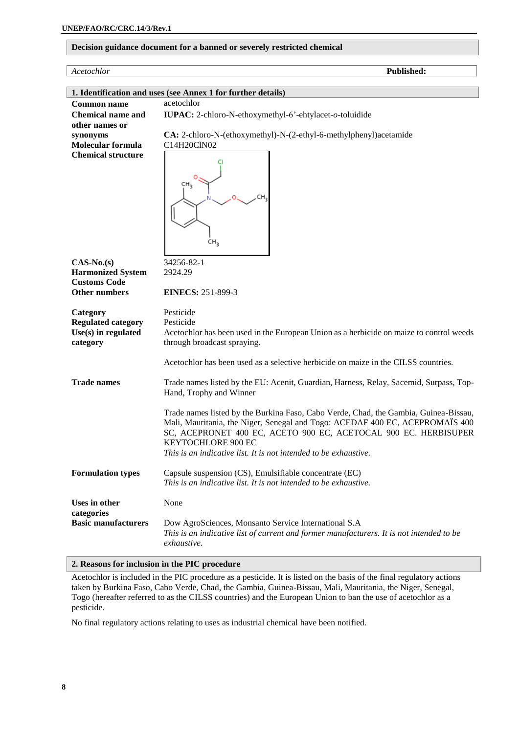**Decision guidance document for a banned or severely restricted chemical**

| *Acetochlor* | **Published:** |
|---|---|

## 1. Identification and uses (see Annex 1 for further details)

| | |
|---|---|
| **Common name** | acetochlor |
| **Chemical name and other names or synonyms** | **IUPAC:** 2-chloro-N-ethoxymethyl-6'-ehtylacet-*o*-toluidide<br><br>**CA:** 2-chloro-N-(ethoxymethyl)-N-(2-ethyl-6-methylphenyl)acetamide |
| **Molecular formula** | C14H20ClN02 |
| **Chemical structure** | |
| **CAS-No.(s)** | 34256-82-1 |
| **Harmonized System Customs Code** | 2924.29 |
| **Other numbers** | **EINECS:** 251-899-3 |
| **Category** | Pesticide |
| **Regulated category** | Pesticide |
| **Use(s) in regulated category** | Acetochlor has been used in the European Union as a herbicide on maize to control weeds through broadcast spraying.<br><br>Acetochlor has been used as a selective herbicide on maize in the CILSS countries. |
| **Trade names** | Trade names listed by the EU: Acenit, Guardian, Harness, Relay, Sacemid, Surpass, Top-Hand, Trophy and Winner<br><br>Trade names listed by the Burkina Faso, Cabo Verde, Chad, the Gambia, Guinea-Bissau, Mali, Mauritania, the Niger, Senegal and Togo: ACEDAF 400 EC, ACEPROMAÏS 400 SC, ACEPRONET 400 EC, ACETO 900 EC, ACETOCAL 900 EC. HERBISUPER KEYTOCHLORE 900 EC<br>*This is an indicative list. It is not intended to be exhaustive.* |
| **Formulation types** | Capsule suspension (CS), Emulsifiable concentrate (EC)<br>*This is an indicative list. It is not intended to be exhaustive.* |
| **Uses in other categories** | None |
| **Basic manufacturers** | Dow AgroSciences, Monsanto Service International S.A<br>*This is an indicative list of current and former manufacturers. It is not intended to be exhaustive.* |

## 2. Reasons for inclusion in the PIC procedure

Acetochlor is included in the PIC procedure as a pesticide. It is listed on the basis of the final regulatory actions taken by Burkina Faso, Cabo Verde, Chad, the Gambia, Guinea-Bissau, Mali, Mauritania, the Niger, Senegal, Togo (hereafter referred to as the CILSS countries) and the European Union to ban the use of acetochlor as a pesticide.

No final regulatory actions relating to uses as industrial chemical have been notified.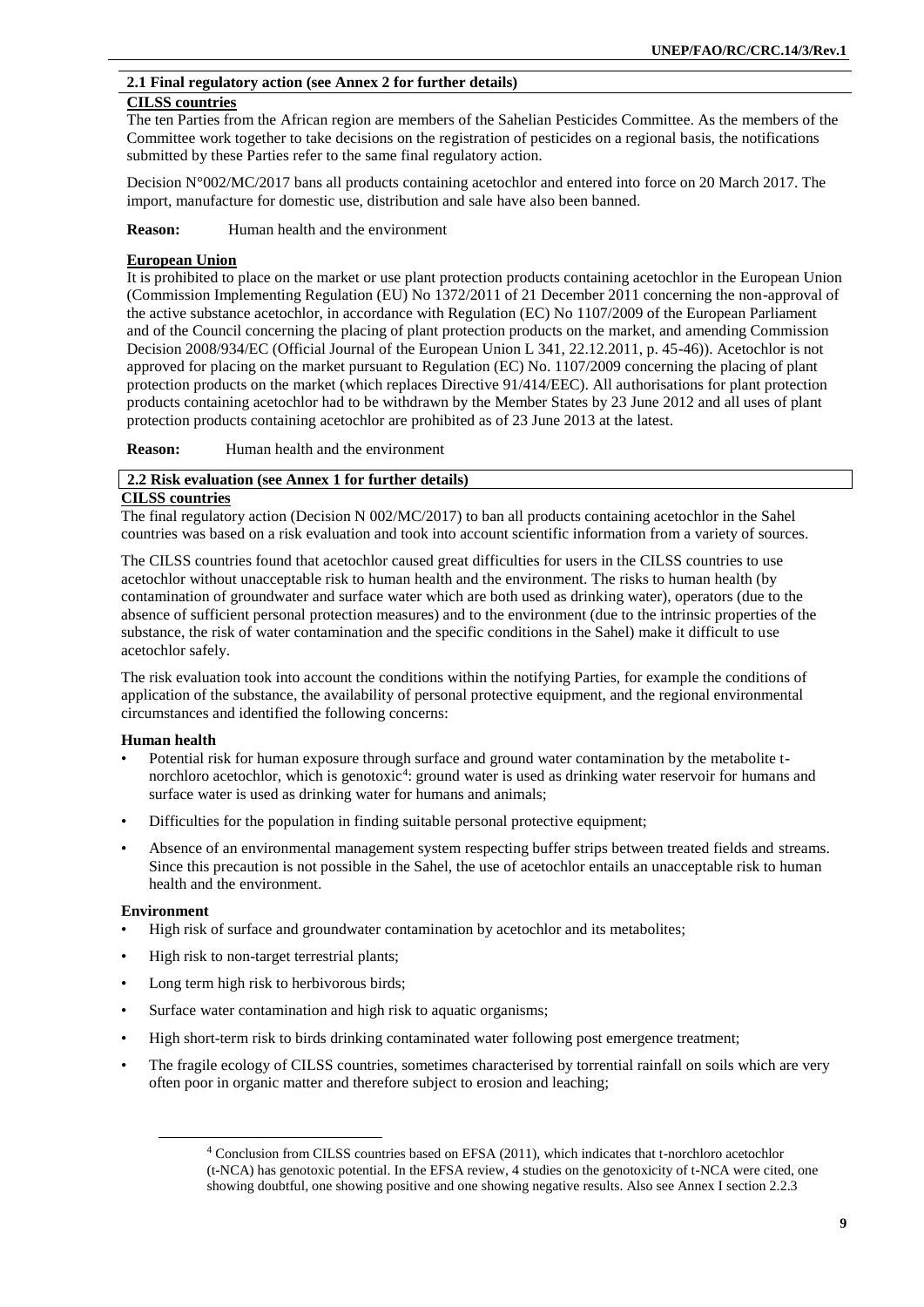## 2.1 Final regulatory action (see Annex 2 for further details)

**CILSS countries**

The ten Parties from the African region are members of the Sahelian Pesticides Committee. As the members of the Committee work together to take decisions on the registration of pesticides on a regional basis, the notifications submitted by these Parties refer to the same final regulatory action.

Decision N°002/MC/2017 bans all products containing acetochlor and entered into force on 20 March 2017. The import, manufacture for domestic use, distribution and sale have also been banned.

**Reason:** Human health and the environment

**European Union**

It is prohibited to place on the market or use plant protection products containing acetochlor in the European Union (Commission Implementing Regulation (EU) No 1372/2011 of 21 December 2011 concerning the non-approval of the active substance acetochlor, in accordance with Regulation (EC) No 1107/2009 of the European Parliament and of the Council concerning the placing of plant protection products on the market, and amending Commission Decision 2008/934/EC (Official Journal of the European Union L 341, 22.12.2011, p. 45-46)). Acetochlor is not approved for placing on the market pursuant to Regulation (EC) No. 1107/2009 concerning the placing of plant protection products on the market (which replaces Directive 91/414/EEC). All authorisations for plant protection products containing acetochlor had to be withdrawn by the Member States by 23 June 2012 and all uses of plant protection products containing acetochlor are prohibited as of 23 June 2013 at the latest.

**Reason:** Human health and the environment

## 2.2 Risk evaluation (see Annex 1 for further details)

**CILSS countries**

The final regulatory action (Decision N 002/MC/2017) to ban all products containing acetochlor in the Sahel countries was based on a risk evaluation and took into account scientific information from a variety of sources.

The CILSS countries found that acetochlor caused great difficulties for users in the CILSS countries to use acetochlor without unacceptable risk to human health and the environment. The risks to human health (by contamination of groundwater and surface water which are both used as drinking water), operators (due to the absence of sufficient personal protection measures) and to the environment (due to the intrinsic properties of the substance, the risk of water contamination and the specific conditions in the Sahel) make it difficult to use acetochlor safely.

The risk evaluation took into account the conditions within the notifying Parties, for example the conditions of application of the substance, the availability of personal protective equipment, and the regional environmental circumstances and identified the following concerns:

**Human health**

- Potential risk for human exposure through surface and ground water contamination by the metabolite t-norchloro acetochlor, which is genotoxic[4]: ground water is used as drinking water reservoir for humans and surface water is used as drinking water for humans and animals;
- Difficulties for the population in finding suitable personal protective equipment;
- Absence of an environmental management system respecting buffer strips between treated fields and streams. Since this precaution is not possible in the Sahel, the use of acetochlor entails an unacceptable risk to human health and the environment.

**Environment**

- High risk of surface and groundwater contamination by acetochlor and its metabolites;
- High risk to non-target terrestrial plants;
- Long term high risk to herbivorous birds;
- Surface water contamination and high risk to aquatic organisms;
- High short-term risk to birds drinking contaminated water following post emergence treatment;
- The fragile ecology of CILSS countries, sometimes characterised by torrential rainfall on soils which are very often poor in organic matter and therefore subject to erosion and leaching;

[4] Conclusion from CILSS countries based on EFSA (2011), which indicates that t-norchloro acetochlor (t-NCA) has genotoxic potential. In the EFSA review, 4 studies on the genotoxicity of t-NCA were cited, one showing doubtful, one showing positive and one showing negative results. Also see Annex I section 2.2.3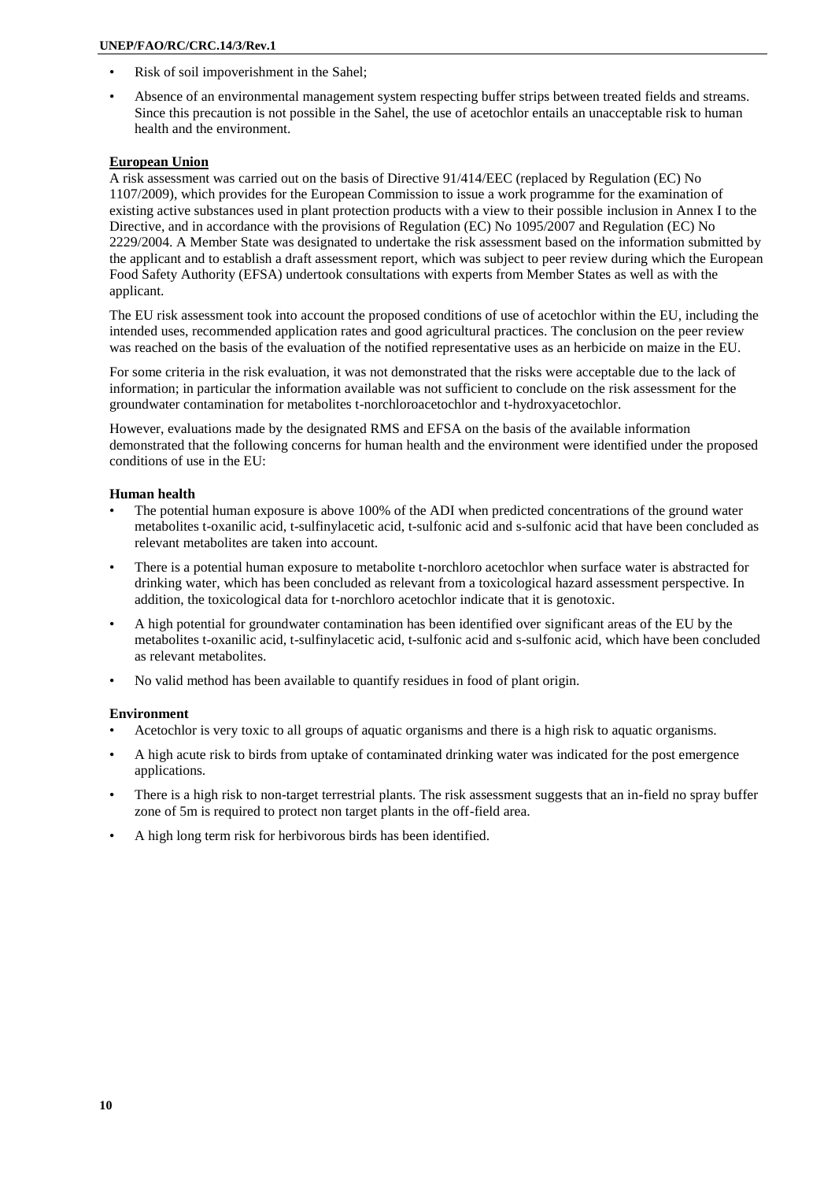- Risk of soil impoverishment in the Sahel;
- Absence of an environmental management system respecting buffer strips between treated fields and streams. Since this precaution is not possible in the Sahel, the use of acetochlor entails an unacceptable risk to human health and the environment.

**European Union**

A risk assessment was carried out on the basis of Directive 91/414/EEC (replaced by Regulation (EC) No 1107/2009), which provides for the European Commission to issue a work programme for the examination of existing active substances used in plant protection products with a view to their possible inclusion in Annex I to the Directive, and in accordance with the provisions of Regulation (EC) No 1095/2007 and Regulation (EC) No 2229/2004. A Member State was designated to undertake the risk assessment based on the information submitted by the applicant and to establish a draft assessment report, which was subject to peer review during which the European Food Safety Authority (EFSA) undertook consultations with experts from Member States as well as with the applicant.

The EU risk assessment took into account the proposed conditions of use of acetochlor within the EU, including the intended uses, recommended application rates and good agricultural practices. The conclusion on the peer review was reached on the basis of the evaluation of the notified representative uses as an herbicide on maize in the EU.

For some criteria in the risk evaluation, it was not demonstrated that the risks were acceptable due to the lack of information; in particular the information available was not sufficient to conclude on the risk assessment for the groundwater contamination for metabolites t-norchloroacetochlor and t-hydroxyacetochlor.

However, evaluations made by the designated RMS and EFSA on the basis of the available information demonstrated that the following concerns for human health and the environment were identified under the proposed conditions of use in the EU:

**Human health**

- The potential human exposure is above 100% of the ADI when predicted concentrations of the ground water metabolites t-oxanilic acid, t-sulfinylacetic acid, t-sulfonic acid and s-sulfonic acid that have been concluded as relevant metabolites are taken into account.
- There is a potential human exposure to metabolite t-norchloro acetochlor when surface water is abstracted for drinking water, which has been concluded as relevant from a toxicological hazard assessment perspective. In addition, the toxicological data for t-norchloro acetochlor indicate that it is genotoxic.
- A high potential for groundwater contamination has been identified over significant areas of the EU by the metabolites t-oxanilic acid, t-sulfinylacetic acid, t-sulfonic acid and s-sulfonic acid, which have been concluded as relevant metabolites.
- No valid method has been available to quantify residues in food of plant origin.

**Environment**

- Acetochlor is very toxic to all groups of aquatic organisms and there is a high risk to aquatic organisms.
- A high acute risk to birds from uptake of contaminated drinking water was indicated for the post emergence applications.
- There is a high risk to non-target terrestrial plants. The risk assessment suggests that an in-field no spray buffer zone of 5m is required to protect non target plants in the off-field area.
- A high long term risk for herbivorous birds has been identified.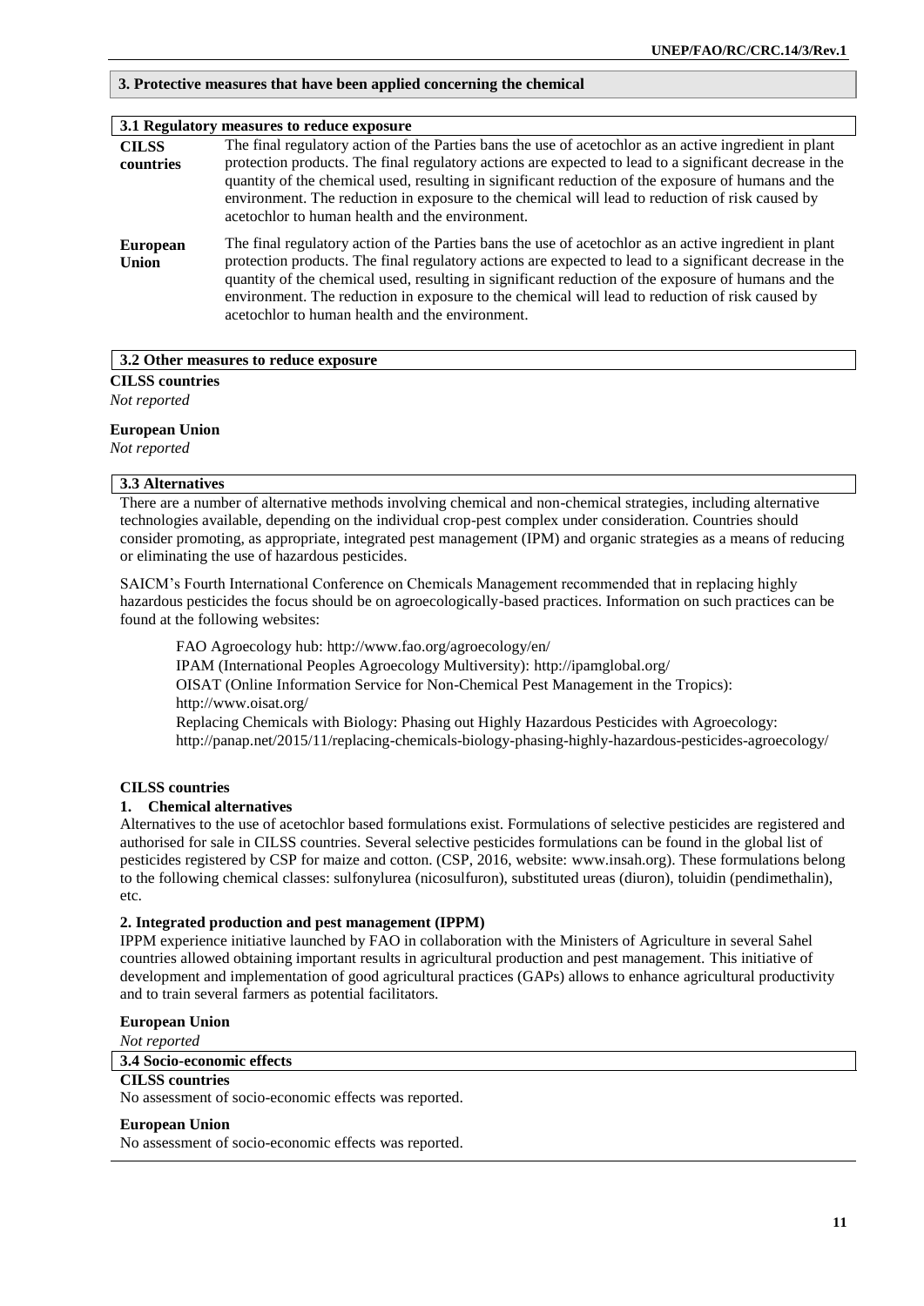## 3. Protective measures that have been applied concerning the chemical

### 3.1 Regulatory measures to reduce exposure

| | |
|---|---|
| **CILSS countries** | The final regulatory action of the Parties bans the use of acetochlor as an active ingredient in plant protection products. The final regulatory actions are expected to lead to a significant decrease in the quantity of the chemical used, resulting in significant reduction of the exposure of humans and the environment. The reduction in exposure to the chemical will lead to reduction of risk caused by acetochlor to human health and the environment. |
| **European Union** | The final regulatory action of the Parties bans the use of acetochlor as an active ingredient in plant protection products. The final regulatory actions are expected to lead to a significant decrease in the quantity of the chemical used, resulting in significant reduction of the exposure of humans and the environment. The reduction in exposure to the chemical will lead to reduction of risk caused by acetochlor to human health and the environment. |

### 3.2 Other measures to reduce exposure

**CILSS countries**

*Not reported*

**European Union**

*Not reported*

### 3.3 Alternatives

There are a number of alternative methods involving chemical and non-chemical strategies, including alternative technologies available, depending on the individual crop-pest complex under consideration. Countries should consider promoting, as appropriate, integrated pest management (IPM) and organic strategies as a means of reducing or eliminating the use of hazardous pesticides.

SAICM's Fourth International Conference on Chemicals Management recommended that in replacing highly hazardous pesticides the focus should be on agroecologically-based practices. Information on such practices can be found at the following websites:

FAO Agroecology hub: http://www.fao.org/agroecology/en/
IPAM (International Peoples Agroecology Multiversity): http://ipamglobal.org/
OISAT (Online Information Service for Non-Chemical Pest Management in the Tropics): http://www.oisat.org/
Replacing Chemicals with Biology: Phasing out Highly Hazardous Pesticides with Agroecology: http://panap.net/2015/11/replacing-chemicals-biology-phasing-highly-hazardous-pesticides-agroecology/

**CILSS countries**

**1. Chemical alternatives**

Alternatives to the use of acetochlor based formulations exist. Formulations of selective pesticides are registered and authorised for sale in CILSS countries. Several selective pesticides formulations can be found in the global list of pesticides registered by CSP for maize and cotton. (CSP, 2016, website: www.insah.org). These formulations belong to the following chemical classes: sulfonylurea (nicosulfuron), substituted ureas (diuron), toluidin (pendimethalin), etc.

**2. Integrated production and pest management (IPPM)**

IPPM experience initiative launched by FAO in collaboration with the Ministers of Agriculture in several Sahel countries allowed obtaining important results in agricultural production and pest management. This initiative of development and implementation of good agricultural practices (GAPs) allows to enhance agricultural productivity and to train several farmers as potential facilitators.

**European Union**

*Not reported*

### 3.4 Socio-economic effects

**CILSS countries**

No assessment of socio-economic effects was reported.

**European Union**

No assessment of socio-economic effects was reported.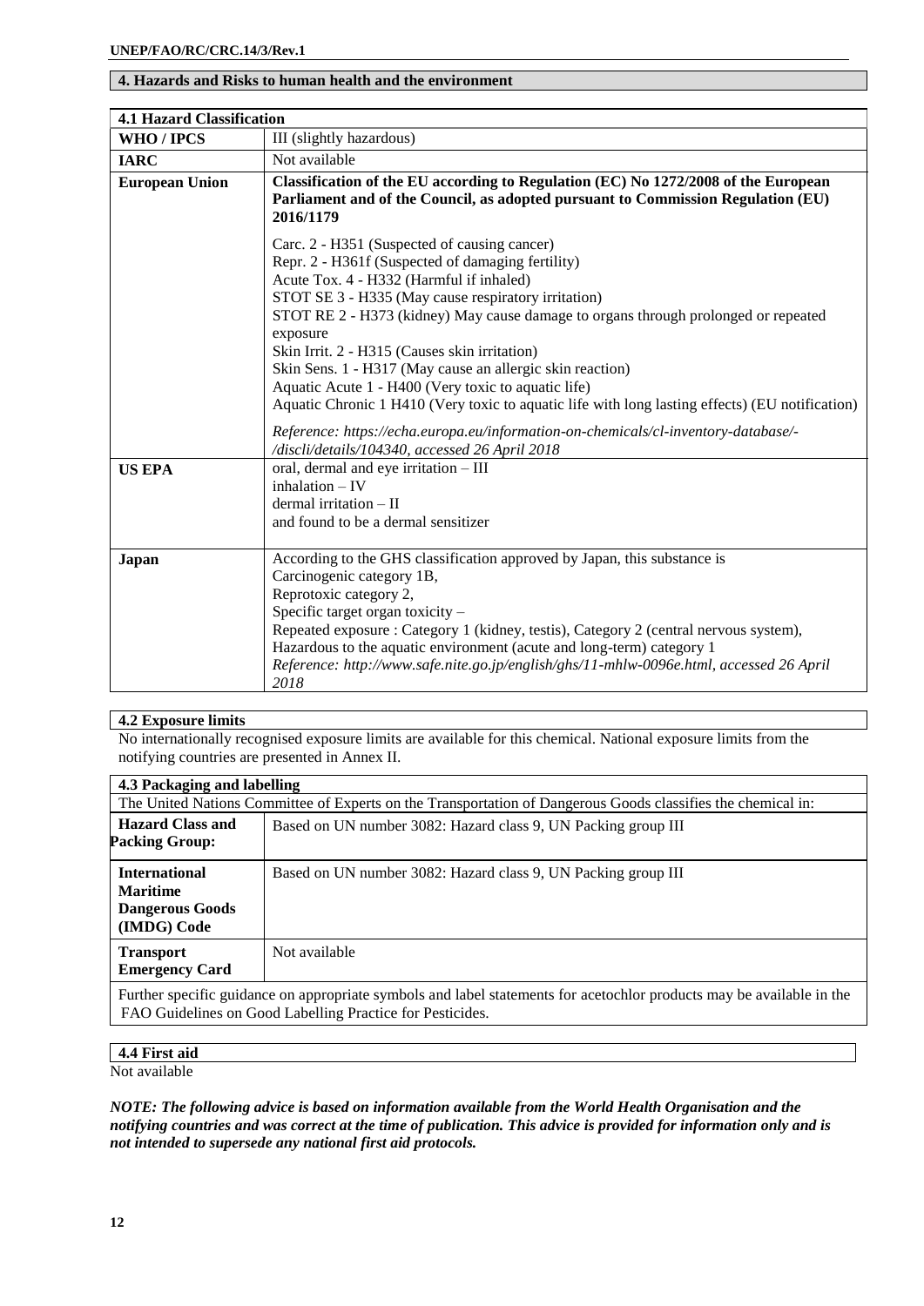## 4. Hazards and Risks to human health and the environment

| 4.1 Hazard Classification | |
|---|---|
| **WHO / IPCS** | III (slightly hazardous) |
| **IARC** | Not available |
| **European Union** | **Classification of the EU according to Regulation (EC) No 1272/2008 of the European Parliament and of the Council, as adopted pursuant to Commission Regulation (EU) 2016/1179**<br><br>Carc. 2 - H351 (Suspected of causing cancer)<br>Repr. 2 - H361f (Suspected of damaging fertility)<br>Acute Tox. 4 - H332 (Harmful if inhaled)<br>STOT SE 3 - H335 (May cause respiratory irritation)<br>STOT RE 2 - H373 (kidney) May cause damage to organs through prolonged or repeated exposure<br>Skin Irrit. 2 - H315 (Causes skin irritation)<br>Skin Sens. 1 - H317 (May cause an allergic skin reaction)<br>Aquatic Acute 1 - H400 (Very toxic to aquatic life)<br>Aquatic Chronic 1 H410 (Very toxic to aquatic life with long lasting effects) (EU notification)<br><br>*Reference: https://echa.europa.eu/information-on-chemicals/cl-inventory-database/-/discli/details/104340, accessed 26 April 2018* |
| **US EPA** | oral, dermal and eye irritation – III<br>inhalation – IV<br>dermal irritation – II<br>and found to be a dermal sensitizer |
| **Japan** | According to the GHS classification approved by Japan, this substance is<br>Carcinogenic category 1B,<br>Reprotoxic category 2,<br>Specific target organ toxicity –<br>Repeated exposure : Category 1 (kidney, testis), Category 2 (central nervous system),<br>Hazardous to the aquatic environment (acute and long-term) category 1<br>*Reference: http://www.safe.nite.go.jp/english/ghs/11-mhlw-0096e.html, accessed 26 April 2018* |

### 4.2 Exposure limits

No internationally recognised exposure limits are available for this chemical. National exposure limits from the notifying countries are presented in Annex II.

| 4.3 Packaging and labelling | |
|---|---|
| The United Nations Committee of Experts on the Transportation of Dangerous Goods classifies the chemical in: | |
| **Hazard Class and Packing Group:** | Based on UN number 3082: Hazard class 9, UN Packing group III |
| **International Maritime Dangerous Goods (IMDG) Code** | Based on UN number 3082: Hazard class 9, UN Packing group III |
| **Transport Emergency Card** | Not available |
| Further specific guidance on appropriate symbols and label statements for acetochlor products may be available in the FAO Guidelines on Good Labelling Practice for Pesticides. | |

### 4.4 First aid

Not available

***NOTE: The following advice is based on information available from the World Health Organisation and the notifying countries and was correct at the time of publication. This advice is provided for information only and is not intended to supersede any national first aid protocols.***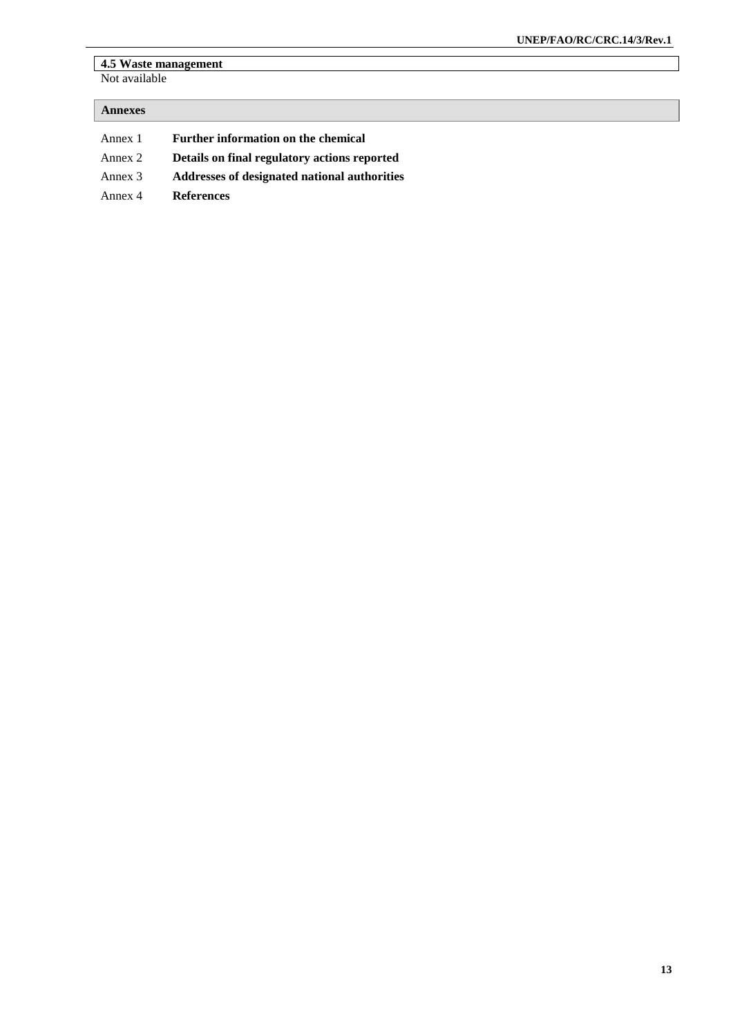**4.5 Waste management**

Not available

**Annexes**

| | |
|---|---|
| Annex 1 | **Further information on the chemical** |
| Annex 2 | **Details on final regulatory actions reported** |
| Annex 3 | **Addresses of designated national authorities** |
| Annex 4 | **References** |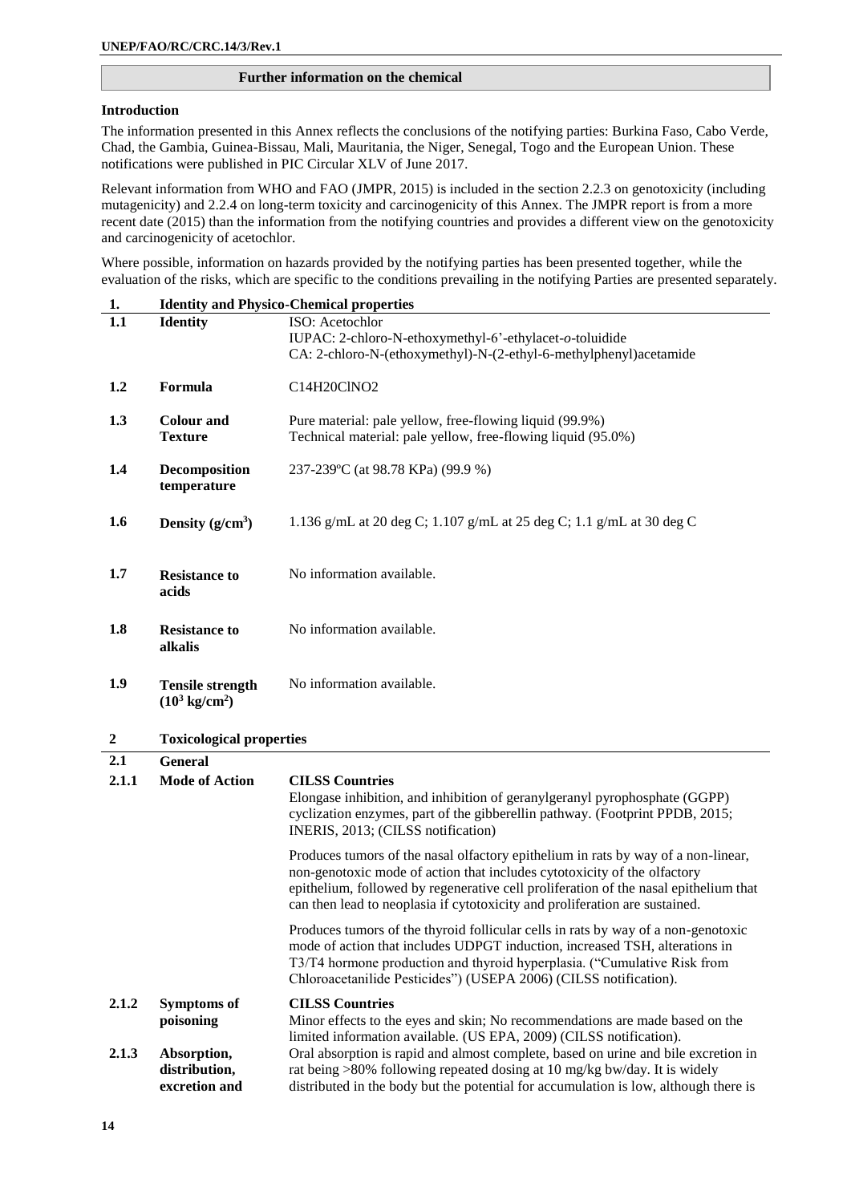**Further information on the chemical**

**Introduction**

The information presented in this Annex reflects the conclusions of the notifying parties: Burkina Faso, Cabo Verde, Chad, the Gambia, Guinea-Bissau, Mali, Mauritania, the Niger, Senegal, Togo and the European Union. These notifications were published in PIC Circular XLV of June 2017.

Relevant information from WHO and FAO (JMPR, 2015) is included in the section 2.2.3 on genotoxicity (including mutagenicity) and 2.2.4 on long-term toxicity and carcinogenicity of this Annex. The JMPR report is from a more recent date (2015) than the information from the notifying countries and provides a different view on the genotoxicity and carcinogenicity of acetochlor.

Where possible, information on hazards provided by the notifying parties has been presented together, while the evaluation of the risks, which are specific to the conditions prevailing in the notifying Parties are presented separately.

| 1. | **Identity and Physico-Chemical properties** | |
|---|---|---|
| **1.1** | **Identity** | ISO: Acetochlor<br>IUPAC: 2-chloro-N-ethoxymethyl-6'-ethylacet-*o*-toluidide<br>CA: 2-chloro-N-(ethoxymethyl)-N-(2-ethyl-6-methylphenyl)acetamide |
| **1.2** | **Formula** | $C_{14}H_{20}ClNO_2$ |
| **1.3** | **Colour and Texture** | Pure material: pale yellow, free-flowing liquid (99.9%)<br>Technical material: pale yellow, free-flowing liquid (95.0%) |
| **1.4** | **Decomposition temperature** | 237-239ºC (at 98.78 KPa) (99.9 %) |
| **1.6** | **Density (g/cm$^3$)** | 1.136 g/mL at 20 deg C; 1.107 g/mL at 25 deg C; 1.1 g/mL at 30 deg C |
| **1.7** | **Resistance to acids** | No information available. |
| **1.8** | **Resistance to alkalis** | No information available. |
| **1.9** | **Tensile strength ($10^3$ kg/cm$^2$)** | No information available. |

| **2** | **Toxicological properties** | |
|---|---|---|
| **2.1** | **General** | |
| **2.1.1** | **Mode of Action** | **CILSS Countries**<br>Elongase inhibition, and inhibition of geranylgeranyl pyrophosphate (GGPP) cyclization enzymes, part of the gibberellin pathway. (Footprint PPDB, 2015; INERIS, 2013; (CILSS notification)<br><br>Produces tumors of the nasal olfactory epithelium in rats by way of a non-linear, non-genotoxic mode of action that includes cytotoxicity of the olfactory epithelium, followed by regenerative cell proliferation of the nasal epithelium that can then lead to neoplasia if cytotoxicity and proliferation are sustained.<br><br>Produces tumors of the thyroid follicular cells in rats by way of a non-genotoxic mode of action that includes UDPGT induction, increased TSH, alterations in T3/T4 hormone production and thyroid hyperplasia. ("Cumulative Risk from Chloroacetanilide Pesticides") (USEPA 2006) (CILSS notification). |
| **2.1.2** | **Symptoms of poisoning** | **CILSS Countries**<br>Minor effects to the eyes and skin; No recommendations are made based on the limited information available. (US EPA, 2009) (CILSS notification). |
| **2.1.3** | **Absorption, distribution, excretion and** | Oral absorption is rapid and almost complete, based on urine and bile excretion in rat being >80% following repeated dosing at 10 mg/kg bw/day. It is widely distributed in the body but the potential for accumulation is low, although there is |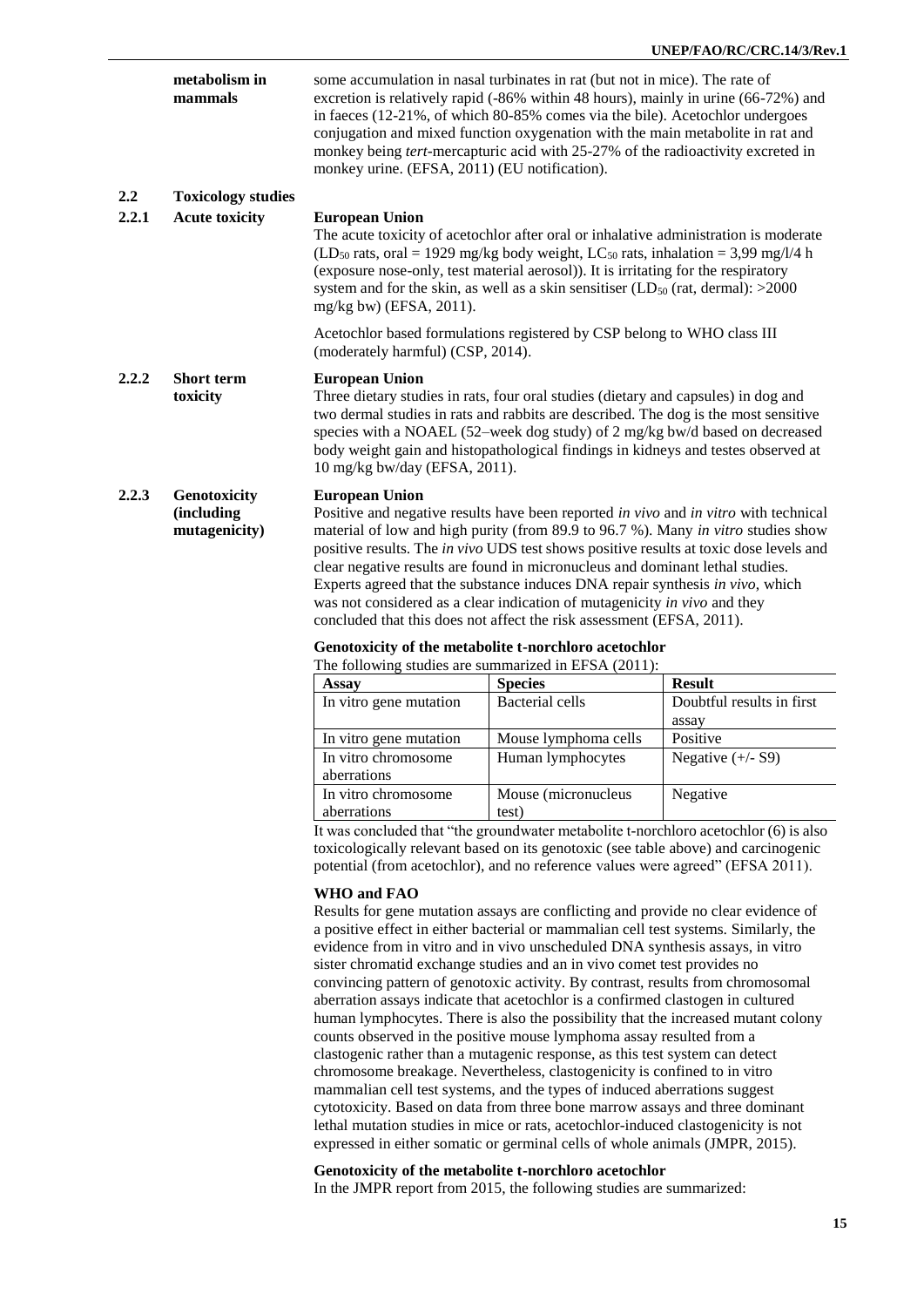**metabolism in mammals**

some accumulation in nasal turbinates in rat (but not in mice). The rate of excretion is relatively rapid (-86% within 48 hours), mainly in urine (66-72%) and in faeces (12-21%, of which 80-85% comes via the bile). Acetochlor undergoes conjugation and mixed function oxygenation with the main metabolite in rat and monkey being *tert*-mercapturic acid with 25-27% of the radioactivity excreted in monkey urine. (EFSA, 2011) (EU notification).

## 2.2 Toxicology studies

### 2.2.1 Acute toxicity

**European Union**

The acute toxicity of acetochlor after oral or inhalative administration is moderate ($LD_{50}$ rats, oral = 1929 mg/kg body weight, $LC_{50}$ rats, inhalation = 3,99 mg/l/4 h (exposure nose-only, test material aerosol)). It is irritating for the respiratory system and for the skin, as well as a skin sensitiser ($LD_{50}$ (rat, dermal): >2000 mg/kg bw) (EFSA, 2011).

Acetochlor based formulations registered by CSP belong to WHO class III (moderately harmful) (CSP, 2014).

### 2.2.2 Short term toxicity

**European Union**

Three dietary studies in rats, four oral studies (dietary and capsules) in dog and two dermal studies in rats and rabbits are described. The dog is the most sensitive species with a NOAEL (52–week dog study) of 2 mg/kg bw/d based on decreased body weight gain and histopathological findings in kidneys and testes observed at 10 mg/kg bw/day (EFSA, 2011).

### 2.2.3 Genotoxicity (including mutagenicity)

**European Union**

Positive and negative results have been reported *in vivo* and *in vitro* with technical material of low and high purity (from 89.9 to 96.7 %). Many *in vitro* studies show positive results. The *in vivo* UDS test shows positive results at toxic dose levels and clear negative results are found in micronucleus and dominant lethal studies. Experts agreed that the substance induces DNA repair synthesis *in vivo*, which was not considered as a clear indication of mutagenicity *in vivo* and they concluded that this does not affect the risk assessment (EFSA, 2011).

**Genotoxicity of the metabolite t-norchloro acetochlor**

The following studies are summarized in EFSA (2011):

| Assay | Species | Result |
|---|---|---|
| In vitro gene mutation | Bacterial cells | Doubtful results in first assay |
| In vitro gene mutation | Mouse lymphoma cells | Positive |
| In vitro chromosome aberrations | Human lymphocytes | Negative (+/- S9) |
| In vitro chromosome aberrations | Mouse (micronucleus test) | Negative |

It was concluded that “the groundwater metabolite t-norchloro acetochlor (6) is also toxicologically relevant based on its genotoxic (see table above) and carcinogenic potential (from acetochlor), and no reference values were agreed” (EFSA 2011).

**WHO and FAO**

Results for gene mutation assays are conflicting and provide no clear evidence of a positive effect in either bacterial or mammalian cell test systems. Similarly, the evidence from in vitro and in vivo unscheduled DNA synthesis assays, in vitro sister chromatid exchange studies and an in vivo comet test provides no convincing pattern of genotoxic activity. By contrast, results from chromosomal aberration assays indicate that acetochlor is a confirmed clastogen in cultured human lymphocytes. There is also the possibility that the increased mutant colony counts observed in the positive mouse lymphoma assay resulted from a clastogenic rather than a mutagenic response, as this test system can detect chromosome breakage. Nevertheless, clastogenicity is confined to in vitro mammalian cell test systems, and the types of induced aberrations suggest cytotoxicity. Based on data from three bone marrow assays and three dominant lethal mutation studies in mice or rats, acetochlor-induced clastogenicity is not expressed in either somatic or germinal cells of whole animals (JMPR, 2015).

**Genotoxicity of the metabolite t-norchloro acetochlor**

In the JMPR report from 2015, the following studies are summarized: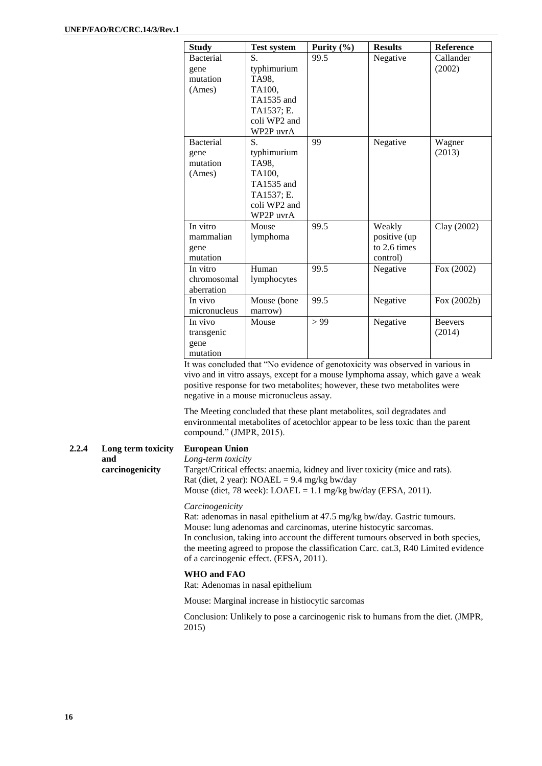| Study | Test system | Purity (%) | Results | Reference |
|---|---|---|---|---|
| Bacterial gene mutation (Ames) | S. typhimurium TA98, TA100, TA1535 and TA1537; E. coli WP2 and WP2P uvrA | 99.5 | Negative | Callander (2002) |
| Bacterial gene mutation (Ames) | S. typhimurium TA98, TA100, TA1535 and TA1537; E. coli WP2 and WP2P uvrA | 99 | Negative | Wagner (2013) |
| In vitro mammalian gene mutation | Mouse lymphoma | 99.5 | Weakly positive (up to 2.6 times control) | Clay (2002) |
| In vitro chromosomal aberration | Human lymphocytes | 99.5 | Negative | Fox (2002) |
| In vivo micronucleus | Mouse (bone marrow) | 99.5 | Negative | Fox (2002b) |
| In vivo transgenic gene mutation | Mouse | > 99 | Negative | Beevers (2014) |

It was concluded that "No evidence of genotoxicity was observed in various in vivo and in vitro assays, except for a mouse lymphoma assay, which gave a weak positive response for two metabolites; however, these two metabolites were negative in a mouse micronucleus assay.

The Meeting concluded that these plant metabolites, soil degradates and environmental metabolites of acetochlor appear to be less toxic than the parent compound." (JMPR, 2015).

### 2.2.4 Long term toxicity and carcinogenicity

**European Union**

*Long-term toxicity*

Target/Critical effects: anaemia, kidney and liver toxicity (mice and rats).
Rat (diet, 2 year): NOAEL = 9.4 mg/kg bw/day
Mouse (diet, 78 week): LOAEL = 1.1 mg/kg bw/day (EFSA, 2011).

*Carcinogenicity*

Rat: adenomas in nasal epithelium at 47.5 mg/kg bw/day. Gastric tumours.
Mouse: lung adenomas and carcinomas, uterine histocytic sarcomas.
In conclusion, taking into account the different tumours observed in both species, the meeting agreed to propose the classification Carc. cat.3, R40 Limited evidence of a carcinogenic effect. (EFSA, 2011).

**WHO and FAO**

Rat: Adenomas in nasal epithelium

Mouse: Marginal increase in histiocytic sarcomas

Conclusion: Unlikely to pose a carcinogenic risk to humans from the diet. (JMPR, 2015)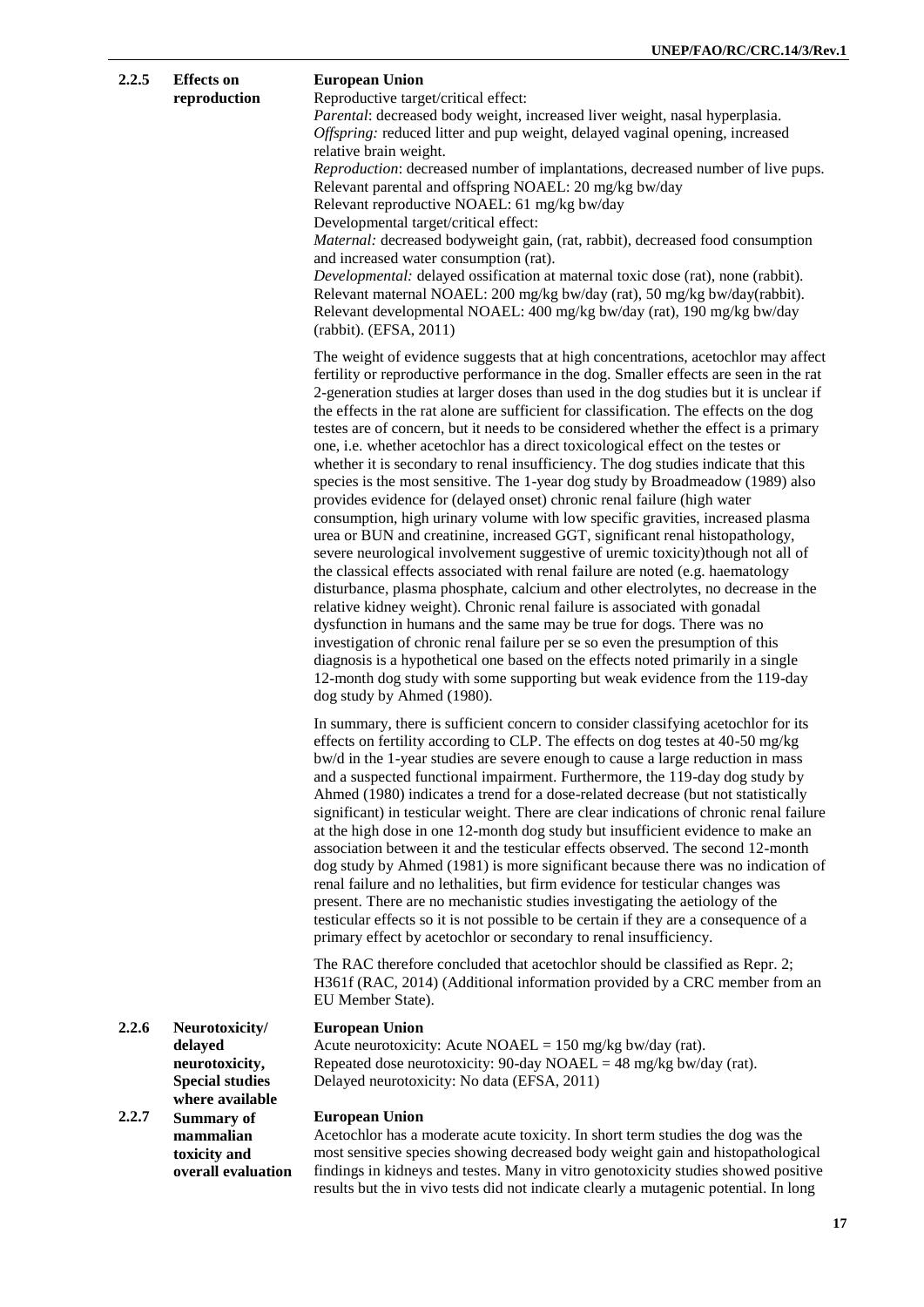**2.2.5 Effects on reproduction**

**European Union**

Reproductive target/critical effect:

*Parental*: decreased body weight, increased liver weight, nasal hyperplasia.

*Offspring:* reduced litter and pup weight, delayed vaginal opening, increased relative brain weight.

*Reproduction*: decreased number of implantations, decreased number of live pups.

Relevant parental and offspring NOAEL: 20 mg/kg bw/day

Relevant reproductive NOAEL: 61 mg/kg bw/day

Developmental target/critical effect:

*Maternal:* decreased bodyweight gain, (rat, rabbit), decreased food consumption and increased water consumption (rat).

*Developmental:* delayed ossification at maternal toxic dose (rat), none (rabbit).

Relevant maternal NOAEL: 200 mg/kg bw/day (rat), 50 mg/kg bw/day(rabbit).

Relevant developmental NOAEL: 400 mg/kg bw/day (rat), 190 mg/kg bw/day (rabbit). (EFSA, 2011)

The weight of evidence suggests that at high concentrations, acetochlor may affect fertility or reproductive performance in the dog. Smaller effects are seen in the rat 2-generation studies at larger doses than used in the dog studies but it is unclear if the effects in the rat alone are sufficient for classification. The effects on the dog testes are of concern, but it needs to be considered whether the effect is a primary one, i.e. whether acetochlor has a direct toxicological effect on the testes or whether it is secondary to renal insufficiency. The dog studies indicate that this species is the most sensitive. The 1-year dog study by Broadmeadow (1989) also provides evidence for (delayed onset) chronic renal failure (high water consumption, high urinary volume with low specific gravities, increased plasma urea or BUN and creatinine, increased GGT, significant renal histopathology, severe neurological involvement suggestive of uremic toxicity)though not all of the classical effects associated with renal failure are noted (e.g. haematology disturbance, plasma phosphate, calcium and other electrolytes, no decrease in the relative kidney weight). Chronic renal failure is associated with gonadal dysfunction in humans and the same may be true for dogs. There was no investigation of chronic renal failure per se so even the presumption of this diagnosis is a hypothetical one based on the effects noted primarily in a single 12-month dog study with some supporting but weak evidence from the 119-day dog study by Ahmed (1980).

In summary, there is sufficient concern to consider classifying acetochlor for its effects on fertility according to CLP. The effects on dog testes at 40-50 mg/kg bw/d in the 1-year studies are severe enough to cause a large reduction in mass and a suspected functional impairment. Furthermore, the 119-day dog study by Ahmed (1980) indicates a trend for a dose-related decrease (but not statistically significant) in testicular weight. There are clear indications of chronic renal failure at the high dose in one 12-month dog study but insufficient evidence to make an association between it and the testicular effects observed. The second 12-month dog study by Ahmed (1981) is more significant because there was no indication of renal failure and no lethalities, but firm evidence for testicular changes was present. There are no mechanistic studies investigating the aetiology of the testicular effects so it is not possible to be certain if they are a consequence of a primary effect by acetochlor or secondary to renal insufficiency.

The RAC therefore concluded that acetochlor should be classified as Repr. 2; H361f (RAC, 2014) (Additional information provided by a CRC member from an EU Member State).

**2.2.6 Neurotoxicity/ delayed neurotoxicity, Special studies where available**

**European Union**

Acute neurotoxicity: Acute NOAEL = 150 mg/kg bw/day (rat).

Repeated dose neurotoxicity: 90-day NOAEL = 48 mg/kg bw/day (rat).

Delayed neurotoxicity: No data (EFSA, 2011)

**2.2.7 Summary of mammalian toxicity and overall evaluation**

**European Union**

Acetochlor has a moderate acute toxicity. In short term studies the dog was the most sensitive species showing decreased body weight gain and histopathological findings in kidneys and testes. Many in vitro genotoxicity studies showed positive results but the in vivo tests did not indicate clearly a mutagenic potential. In long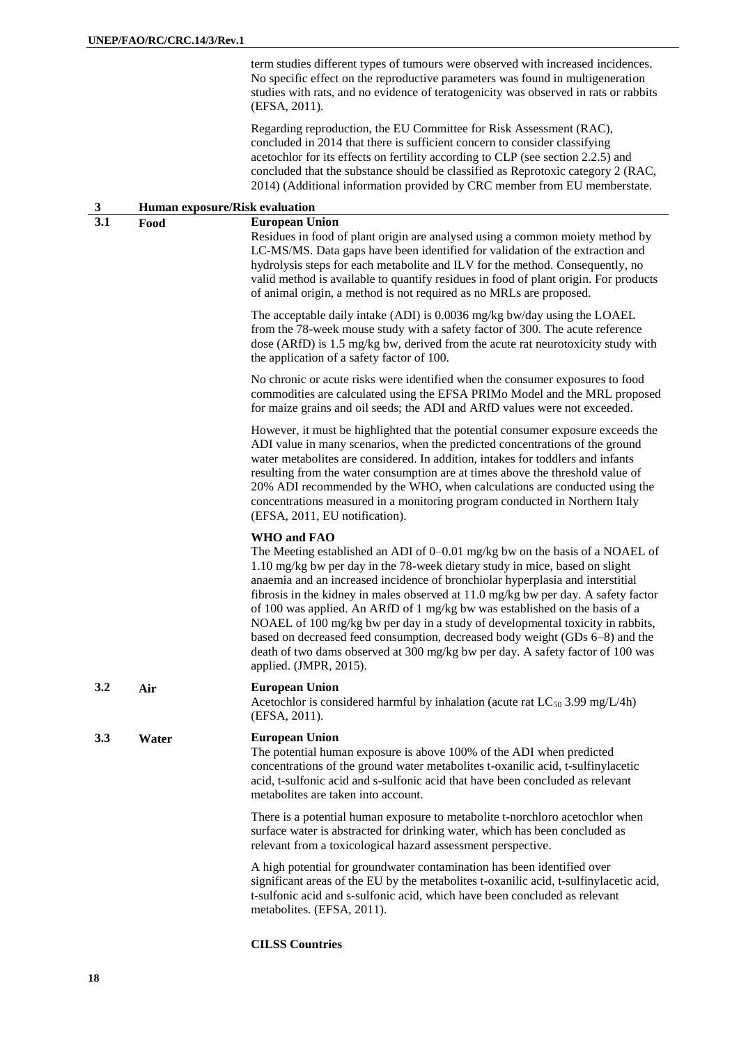term studies different types of tumours were observed with increased incidences. No specific effect on the reproductive parameters was found in multigeneration studies with rats, and no evidence of teratogenicity was observed in rats or rabbits (EFSA, 2011).

Regarding reproduction, the EU Committee for Risk Assessment (RAC), concluded in 2014 that there is sufficient concern to consider classifying acetochlor for its effects on fertility according to CLP (see section 2.2.5) and concluded that the substance should be classified as Reprotoxic category 2 (RAC, 2014) (Additional information provided by CRC member from EU memberstate.

## 3 Human exposure/Risk evaluation

### 3.1 Food

**European Union**

Residues in food of plant origin are analysed using a common moiety method by LC-MS/MS. Data gaps have been identified for validation of the extraction and hydrolysis steps for each metabolite and ILV for the method. Consequently, no valid method is available to quantify residues in food of plant origin. For products of animal origin, a method is not required as no MRLs are proposed.

The acceptable daily intake (ADI) is 0.0036 mg/kg bw/day using the LOAEL from the 78-week mouse study with a safety factor of 300. The acute reference dose (ARfD) is 1.5 mg/kg bw, derived from the acute rat neurotoxicity study with the application of a safety factor of 100.

No chronic or acute risks were identified when the consumer exposures to food commodities are calculated using the EFSA PRIMo Model and the MRL proposed for maize grains and oil seeds; the ADI and ARfD values were not exceeded.

However, it must be highlighted that the potential consumer exposure exceeds the ADI value in many scenarios, when the predicted concentrations of the ground water metabolites are considered. In addition, intakes for toddlers and infants resulting from the water consumption are at times above the threshold value of 20% ADI recommended by the WHO, when calculations are conducted using the concentrations measured in a monitoring program conducted in Northern Italy (EFSA, 2011, EU notification).

**WHO and FAO**

The Meeting established an ADI of 0–0.01 mg/kg bw on the basis of a NOAEL of 1.10 mg/kg bw per day in the 78-week dietary study in mice, based on slight anaemia and an increased incidence of bronchiolar hyperplasia and interstitial fibrosis in the kidney in males observed at 11.0 mg/kg bw per day. A safety factor of 100 was applied. An ARfD of 1 mg/kg bw was established on the basis of a NOAEL of 100 mg/kg bw per day in a study of developmental toxicity in rabbits, based on decreased feed consumption, decreased body weight (GDs 6–8) and the death of two dams observed at 300 mg/kg bw per day. A safety factor of 100 was applied. (JMPR, 2015).

### 3.2 Air

**European Union**

Acetochlor is considered harmful by inhalation (acute rat $LC_{50}$ 3.99 mg/L/4h) (EFSA, 2011).

### 3.3 Water

**European Union**

The potential human exposure is above 100% of the ADI when predicted concentrations of the ground water metabolites t-oxanilic acid, t-sulfinylacetic acid, t-sulfonic acid and s-sulfonic acid that have been concluded as relevant metabolites are taken into account.

There is a potential human exposure to metabolite t-norchloro acetochlor when surface water is abstracted for drinking water, which has been concluded as relevant from a toxicological hazard assessment perspective.

A high potential for groundwater contamination has been identified over significant areas of the EU by the metabolites t-oxanilic acid, t-sulfinylacetic acid, t-sulfonic acid and s-sulfonic acid, which have been concluded as relevant metabolites. (EFSA, 2011).

**CILSS Countries**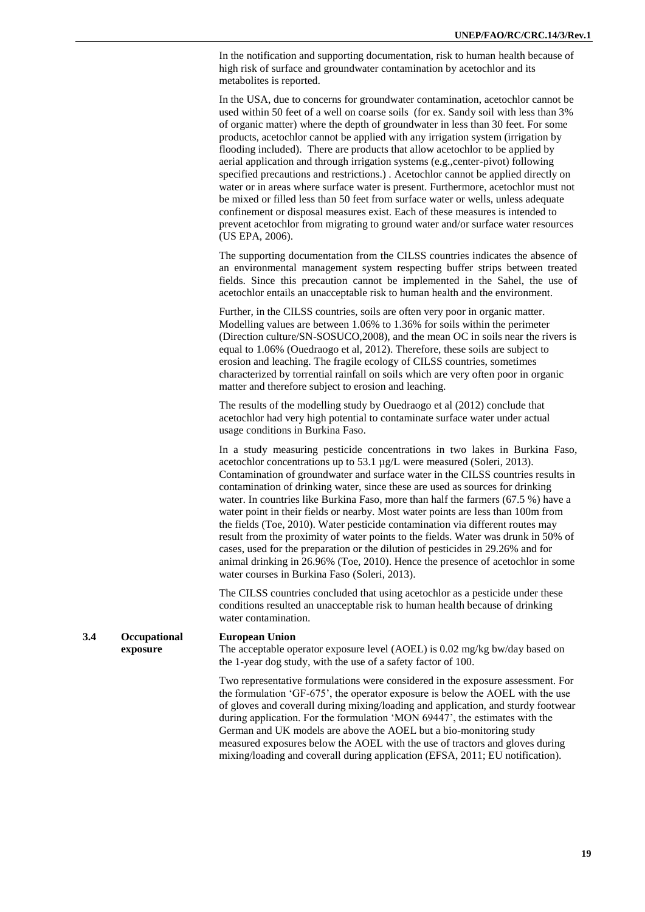In the notification and supporting documentation, risk to human health because of high risk of surface and groundwater contamination by acetochlor and its metabolites is reported.

In the USA, due to concerns for groundwater contamination, acetochlor cannot be used within 50 feet of a well on coarse soils (for ex. Sandy soil with less than 3% of organic matter) where the depth of groundwater in less than 30 feet. For some products, acetochlor cannot be applied with any irrigation system (irrigation by flooding included). There are products that allow acetochlor to be applied by aerial application and through irrigation systems (e.g.,center-pivot) following specified precautions and restrictions.) . Acetochlor cannot be applied directly on water or in areas where surface water is present. Furthermore, acetochlor must not be mixed or filled less than 50 feet from surface water or wells, unless adequate confinement or disposal measures exist. Each of these measures is intended to prevent acetochlor from migrating to ground water and/or surface water resources (US EPA, 2006).

The supporting documentation from the CILSS countries indicates the absence of an environmental management system respecting buffer strips between treated fields. Since this precaution cannot be implemented in the Sahel, the use of acetochlor entails an unacceptable risk to human health and the environment.

Further, in the CILSS countries, soils are often very poor in organic matter. Modelling values are between 1.06% to 1.36% for soils within the perimeter (Direction culture/SN-SOSUCO,2008), and the mean OC in soils near the rivers is equal to 1.06% (Ouedraogo et al, 2012). Therefore, these soils are subject to erosion and leaching. The fragile ecology of CILSS countries, sometimes characterized by torrential rainfall on soils which are very often poor in organic matter and therefore subject to erosion and leaching.

The results of the modelling study by Ouedraogo et al (2012) conclude that acetochlor had very high potential to contaminate surface water under actual usage conditions in Burkina Faso.

In a study measuring pesticide concentrations in two lakes in Burkina Faso, acetochlor concentrations up to 53.1 µg/L were measured (Soleri, 2013). Contamination of groundwater and surface water in the CILSS countries results in contamination of drinking water, since these are used as sources for drinking water. In countries like Burkina Faso, more than half the farmers (67.5 %) have a water point in their fields or nearby. Most water points are less than 100m from the fields (Toe, 2010). Water pesticide contamination via different routes may result from the proximity of water points to the fields. Water was drunk in 50% of cases, used for the preparation or the dilution of pesticides in 29.26% and for animal drinking in 26.96% (Toe, 2010). Hence the presence of acetochlor in some water courses in Burkina Faso (Soleri, 2013).

The CILSS countries concluded that using acetochlor as a pesticide under these conditions resulted an unacceptable risk to human health because of drinking water contamination.

### 3.4 Occupational exposure

**European Union**

The acceptable operator exposure level (AOEL) is 0.02 mg/kg bw/day based on the 1-year dog study, with the use of a safety factor of 100.

Two representative formulations were considered in the exposure assessment. For the formulation 'GF-675', the operator exposure is below the AOEL with the use of gloves and coverall during mixing/loading and application, and sturdy footwear during application. For the formulation 'MON 69447', the estimates with the German and UK models are above the AOEL but a bio-monitoring study measured exposures below the AOEL with the use of tractors and gloves during mixing/loading and coverall during application (EFSA, 2011; EU notification).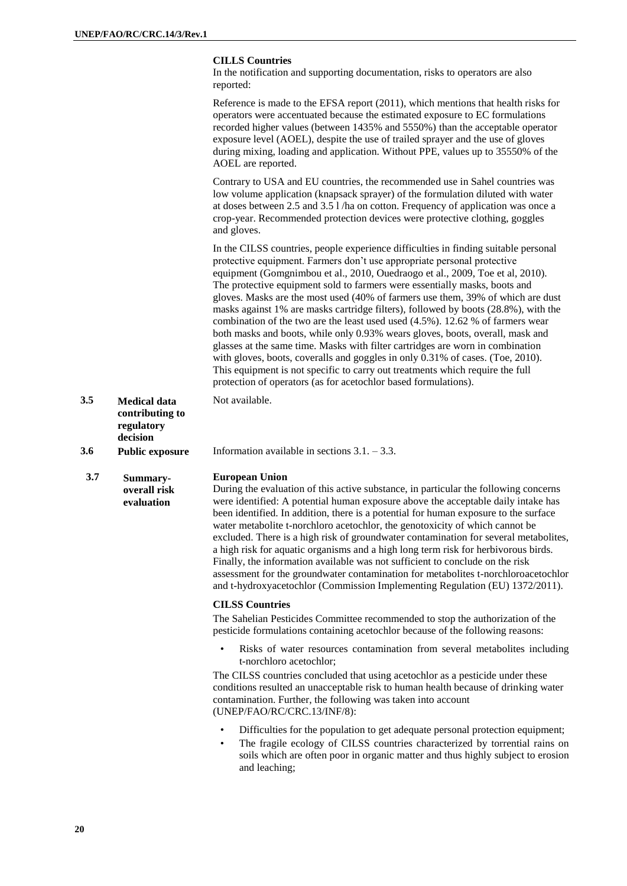**CILLS Countries**

In the notification and supporting documentation, risks to operators are also reported:

Reference is made to the EFSA report (2011), which mentions that health risks for operators were accentuated because the estimated exposure to EC formulations recorded higher values (between 1435% and 5550%) than the acceptable operator exposure level (AOEL), despite the use of trailed sprayer and the use of gloves during mixing, loading and application. Without PPE, values up to 35550% of the AOEL are reported.

Contrary to USA and EU countries, the recommended use in Sahel countries was low volume application (knapsack sprayer) of the formulation diluted with water at doses between 2.5 and 3.5 l /ha on cotton. Frequency of application was once a crop-year. Recommended protection devices were protective clothing, goggles and gloves.

In the CILSS countries, people experience difficulties in finding suitable personal protective equipment. Farmers don't use appropriate personal protective equipment (Gomgnimbou et al., 2010, Ouedraogo et al., 2009, Toe et al, 2010). The protective equipment sold to farmers were essentially masks, boots and gloves. Masks are the most used (40% of farmers use them, 39% of which are dust masks against 1% are masks cartridge filters), followed by boots (28.8%), with the combination of the two are the least used used (4.5%). 12.62 % of farmers wear both masks and boots, while only 0.93% wears gloves, boots, overall, mask and glasses at the same time. Masks with filter cartridges are worn in combination with gloves, boots, coveralls and goggles in only 0.31% of cases. (Toe, 2010). This equipment is not specific to carry out treatments which require the full protection of operators (as for acetochlor based formulations).

**3.5 Medical data contributing to regulatory decision**

Not available.

**3.6 Public exposure**

Information available in sections 3.1. – 3.3.

**3.7 Summary-overall risk evaluation**

**European Union**

During the evaluation of this active substance, in particular the following concerns were identified: A potential human exposure above the acceptable daily intake has been identified. In addition, there is a potential for human exposure to the surface water metabolite t-norchloro acetochlor, the genotoxicity of which cannot be excluded. There is a high risk of groundwater contamination for several metabolites, a high risk for aquatic organisms and a high long term risk for herbivorous birds. Finally, the information available was not sufficient to conclude on the risk assessment for the groundwater contamination for metabolites t-norchloroacetochlor and t-hydroxyacetochlor (Commission Implementing Regulation (EU) 1372/2011).

**CILSS Countries**

The Sahelian Pesticides Committee recommended to stop the authorization of the pesticide formulations containing acetochlor because of the following reasons:

- Risks of water resources contamination from several metabolites including t-norchloro acetochlor;

The CILSS countries concluded that using acetochlor as a pesticide under these conditions resulted an unacceptable risk to human health because of drinking water contamination. Further, the following was taken into account (UNEP/FAO/RC/CRC.13/INF/8):

- Difficulties for the population to get adequate personal protection equipment;
- The fragile ecology of CILSS countries characterized by torrential rains on soils which are often poor in organic matter and thus highly subject to erosion and leaching;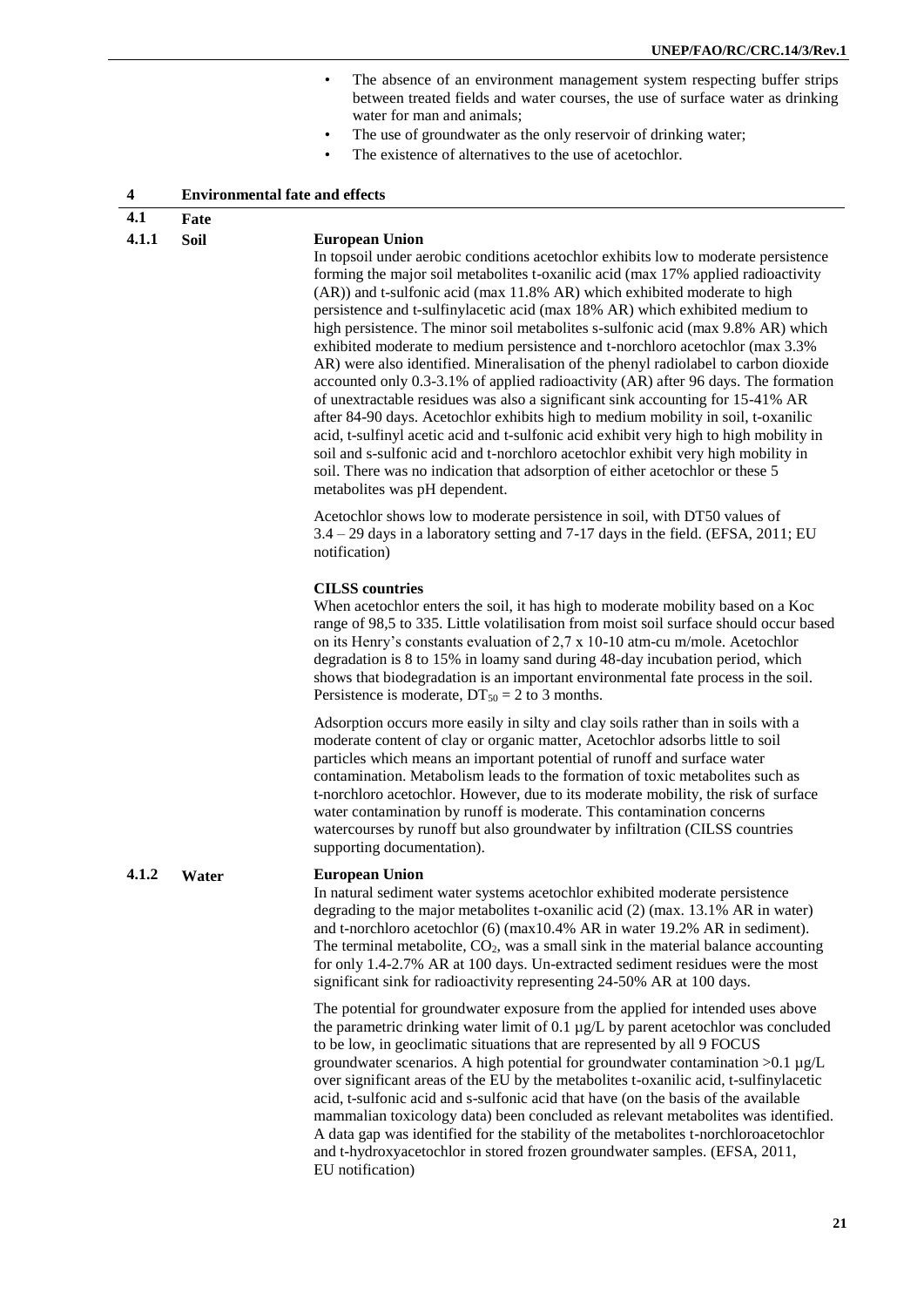- The absence of an environment management system respecting buffer strips between treated fields and water courses, the use of surface water as drinking water for man and animals;
- The use of groundwater as the only reservoir of drinking water;
- The existence of alternatives to the use of acetochlor.

## 4 Environmental fate and effects

### 4.1 Fate

#### 4.1.1 Soil

**European Union**

In topsoil under aerobic conditions acetochlor exhibits low to moderate persistence forming the major soil metabolites t-oxanilic acid (max 17% applied radioactivity (AR)) and t-sulfonic acid (max 11.8% AR) which exhibited moderate to high persistence and t-sulfinylacetic acid (max 18% AR) which exhibited medium to high persistence. The minor soil metabolites s-sulfonic acid (max 9.8% AR) which exhibited moderate to medium persistence and t-norchloro acetochlor (max 3.3% AR) were also identified. Mineralisation of the phenyl radiolabel to carbon dioxide accounted only 0.3-3.1% of applied radioactivity (AR) after 96 days. The formation of unextractable residues was also a significant sink accounting for 15-41% AR after 84-90 days. Acetochlor exhibits high to medium mobility in soil, t-oxanilic acid, t-sulfinyl acetic acid and t-sulfonic acid exhibit very high to high mobility in soil and s-sulfonic acid and t-norchloro acetochlor exhibit very high mobility in soil. There was no indication that adsorption of either acetochlor or these 5 metabolites was pH dependent.

Acetochlor shows low to moderate persistence in soil, with DT50 values of 3.4 – 29 days in a laboratory setting and 7-17 days in the field. (EFSA, 2011; EU notification)

**CILSS countries**

When acetochlor enters the soil, it has high to moderate mobility based on a Koc range of 98,5 to 335. Little volatilisation from moist soil surface should occur based on its Henry's constants evaluation of 2,7 x 10-10 atm-cu m/mole. Acetochlor degradation is 8 to 15% in loamy sand during 48-day incubation period, which shows that biodegradation is an important environmental fate process in the soil. Persistence is moderate, $DT_{50}$ = 2 to 3 months.

Adsorption occurs more easily in silty and clay soils rather than in soils with a moderate content of clay or organic matter, Acetochlor adsorbs little to soil particles which means an important potential of runoff and surface water contamination. Metabolism leads to the formation of toxic metabolites such as t-norchloro acetochlor. However, due to its moderate mobility, the risk of surface water contamination by runoff is moderate. This contamination concerns watercourses by runoff but also groundwater by infiltration (CILSS countries supporting documentation).

#### 4.1.2 Water

**European Union**

In natural sediment water systems acetochlor exhibited moderate persistence degrading to the major metabolites t-oxanilic acid (2) (max. 13.1% AR in water) and t-norchloro acetochlor (6) (max10.4% AR in water 19.2% AR in sediment). The terminal metabolite, $CO_2$, was a small sink in the material balance accounting for only 1.4-2.7% AR at 100 days. Un-extracted sediment residues were the most significant sink for radioactivity representing 24-50% AR at 100 days.

The potential for groundwater exposure from the applied for intended uses above the parametric drinking water limit of 0.1 µg/L by parent acetochlor was concluded to be low, in geoclimatic situations that are represented by all 9 FOCUS groundwater scenarios. A high potential for groundwater contamination >0.1 µg/L over significant areas of the EU by the metabolites t-oxanilic acid, t-sulfinylacetic acid, t-sulfonic acid and s-sulfonic acid that have (on the basis of the available mammalian toxicology data) been concluded as relevant metabolites was identified. A data gap was identified for the stability of the metabolites t-norchloroacetochlor and t-hydroxyacetochlor in stored frozen groundwater samples. (EFSA, 2011, EU notification)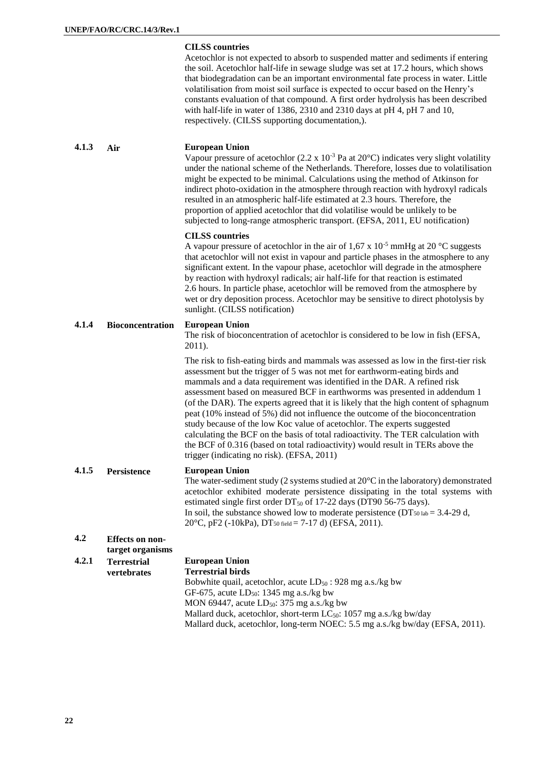**CILSS countries**

Acetochlor is not expected to absorb to suspended matter and sediments if entering the soil. Acetochlor half-life in sewage sludge was set at 17.2 hours, which shows that biodegradation can be an important environmental fate process in water. Little volatilisation from moist soil surface is expected to occur based on the Henry's constants evaluation of that compound. A first order hydrolysis has been described with half-life in water of 1386, 2310 and 2310 days at pH 4, pH 7 and 10, respectively. (CILSS supporting documentation,).

### 4.1.3 Air

**European Union**

Vapour pressure of acetochlor ($2.2 \times 10^{-3}$ Pa at 20°C) indicates very slight volatility under the national scheme of the Netherlands. Therefore, losses due to volatilisation might be expected to be minimal. Calculations using the method of Atkinson for indirect photo-oxidation in the atmosphere through reaction with hydroxyl radicals resulted in an atmospheric half-life estimated at 2.3 hours. Therefore, the proportion of applied acetochlor that did volatilise would be unlikely to be subjected to long-range atmospheric transport. (EFSA, 2011, EU notification)

**CILSS countries**

A vapour pressure of acetochlor in the air of $1{,}67 \times 10^{-5}$ mmHg at 20 °C suggests that acetochlor will not exist in vapour and particle phases in the atmosphere to any significant extent. In the vapour phase, acetochlor will degrade in the atmosphere by reaction with hydroxyl radicals; air half-life for that reaction is estimated 2.6 hours. In particle phase, acetochlor will be removed from the atmosphere by wet or dry deposition process. Acetochlor may be sensitive to direct photolysis by sunlight. (CILSS notification)

### 4.1.4 Bioconcentration

**European Union**

The risk of bioconcentration of acetochlor is considered to be low in fish (EFSA, 2011).

The risk to fish-eating birds and mammals was assessed as low in the first-tier risk assessment but the trigger of 5 was not met for earthworm-eating birds and mammals and a data requirement was identified in the DAR. A refined risk assessment based on measured BCF in earthworms was presented in addendum 1 (of the DAR). The experts agreed that it is likely that the high content of sphagnum peat (10% instead of 5%) did not influence the outcome of the bioconcentration study because of the low Koc value of acetochlor. The experts suggested calculating the BCF on the basis of total radioactivity. The TER calculation with the BCF of 0.316 (based on total radioactivity) would result in TERs above the trigger (indicating no risk). (EFSA, 2011)

### 4.1.5 Persistence

**European Union**

The water-sediment study (2 systems studied at 20°C in the laboratory) demonstrated acetochlor exhibited moderate persistence dissipating in the total systems with estimated single first order $DT_{50}$ of 17-22 days (DT90 56-75 days).
In soil, the substance showed low to moderate persistence ($DT_{50\ lab}$ = 3.4-29 d, 20°C, pF2 (-10kPa), $DT_{50\ field}$ = 7-17 d) (EFSA, 2011).

## 4.2 Effects on non-target organisms

### 4.2.1 Terrestrial vertebrates

**European Union**

**Terrestrial birds**

Bobwhite quail, acetochlor, acute $LD_{50}$ : 928 mg a.s./kg bw
GF-675, acute $LD_{50}$: 1345 mg a.s./kg bw
MON 69447, acute $LD_{50}$: 375 mg a.s./kg bw
Mallard duck, acetochlor, short-term $LC_{50}$: 1057 mg a.s./kg bw/day
Mallard duck, acetochlor, long-term NOEC: 5.5 mg a.s./kg bw/day (EFSA, 2011).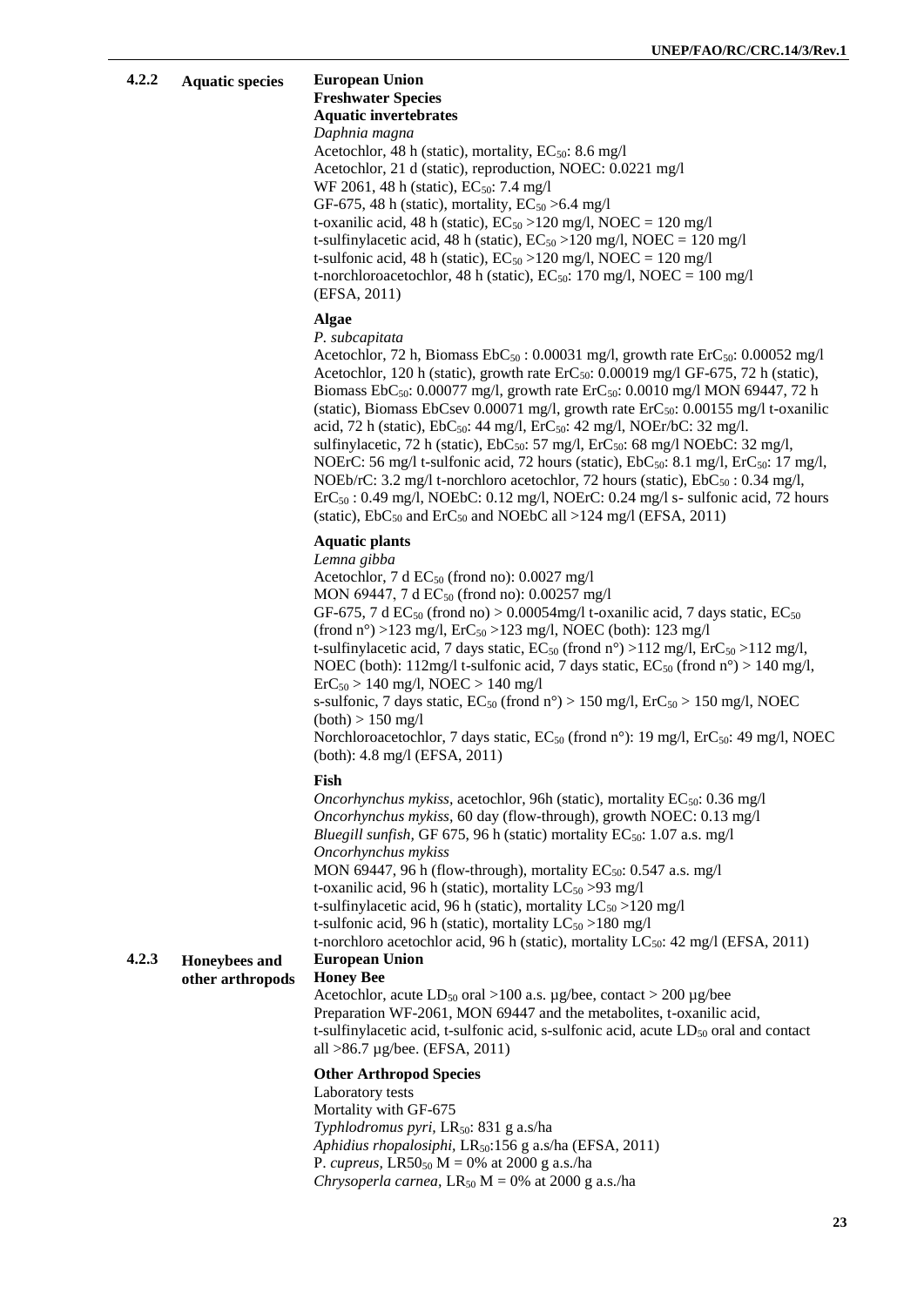**4.2.2 Aquatic species**

**European Union**
**Freshwater Species**
**Aquatic invertebrates**
*Daphnia magna*
Acetochlor, 48 h (static), mortality, $EC_{50}$: 8.6 mg/l
Acetochlor, 21 d (static), reproduction, NOEC: 0.0221 mg/l
WF 2061, 48 h (static), $EC_{50}$: 7.4 mg/l
GF-675, 48 h (static), mortality, $EC_{50}$ >6.4 mg/l
t-oxanilic acid, 48 h (static), $EC_{50}$ >120 mg/l, NOEC = 120 mg/l
t-sulfinylacetic acid, 48 h (static), $EC_{50}$ >120 mg/l, NOEC = 120 mg/l
t-sulfonic acid, 48 h (static), $EC_{50}$ >120 mg/l, NOEC = 120 mg/l
t-norchloroacetochlor, 48 h (static), $EC_{50}$: 170 mg/l, NOEC = 100 mg/l
(EFSA, 2011)

**Algae**
*P. subcapitata*
Acetochlor, 72 h, Biomass $EbC_{50}$ : 0.00031 mg/l, growth rate $ErC_{50}$: 0.00052 mg/l
Acetochlor, 120 h (static), growth rate $ErC_{50}$: 0.00019 mg/l GF-675, 72 h (static), Biomass $EbC_{50}$: 0.00077 mg/l, growth rate $ErC_{50}$: 0.0010 mg/l MON 69447, 72 h (static), Biomass EbCsev 0.00071 mg/l, growth rate $ErC_{50}$: 0.00155 mg/l t-oxanilic acid, 72 h (static), $EbC_{50}$: 44 mg/l, $ErC_{50}$: 42 mg/l, NOEr/bC: 32 mg/l. sulfinylacetic, 72 h (static), $EbC_{50}$: 57 mg/l, $ErC_{50}$: 68 mg/l NOEbC: 32 mg/l, NOErC: 56 mg/l t-sulfonic acid, 72 hours (static), $EbC_{50}$: 8.1 mg/l, $ErC_{50}$: 17 mg/l, NOEb/rC: 3.2 mg/l t-norchloro acetochlor, 72 hours (static), $EbC_{50}$ : 0.34 mg/l, $ErC_{50}$ : 0.49 mg/l, NOEbC: 0.12 mg/l, NOErC: 0.24 mg/l s- sulfonic acid, 72 hours (static), $EbC_{50}$ and $ErC_{50}$ and NOEbC all >124 mg/l (EFSA, 2011)

**Aquatic plants**
*Lemna gibba*
Acetochlor, 7 d $EC_{50}$ (frond no): 0.0027 mg/l
MON 69447, 7 d $EC_{50}$ (frond no): 0.00257 mg/l
GF-675, 7 d $EC_{50}$ (frond no) > 0.00054mg/l t-oxanilic acid, 7 days static, $EC_{50}$ (frond n°) >123 mg/l, $ErC_{50}$ >123 mg/l, NOEC (both): 123 mg/l
t-sulfinylacetic acid, 7 days static, $EC_{50}$ (frond n°) >112 mg/l, $ErC_{50}$ >112 mg/l, NOEC (both): 112mg/l t-sulfonic acid, 7 days static, $EC_{50}$ (frond n°) > 140 mg/l, $ErC_{50}$ > 140 mg/l, NOEC > 140 mg/l
s-sulfonic, 7 days static, $EC_{50}$ (frond n°) > 150 mg/l, $ErC_{50}$ > 150 mg/l, NOEC (both) > 150 mg/l
Norchloroacetochlor, 7 days static, $EC_{50}$ (frond n°): 19 mg/l, $ErC_{50}$: 49 mg/l, NOEC (both): 4.8 mg/l (EFSA, 2011)

**Fish**
*Oncorhynchus mykiss*, acetochlor, 96h (static), mortality $EC_{50}$: 0.36 mg/l
*Oncorhynchus mykiss*, 60 day (flow-through), growth NOEC: 0.13 mg/l
*Bluegill sunfish*, GF 675, 96 h (static) mortality $EC_{50}$: 1.07 a.s. mg/l
*Oncorhynchus mykiss*
MON 69447, 96 h (flow-through), mortality $EC_{50}$: 0.547 a.s. mg/l
t-oxanilic acid, 96 h (static), mortality $LC_{50}$ >93 mg/l
t-sulfinylacetic acid, 96 h (static), mortality $LC_{50}$ >120 mg/l
t-sulfonic acid, 96 h (static), mortality $LC_{50}$ >180 mg/l
t-norchloro acetochlor acid, 96 h (static), mortality $LC_{50}$: 42 mg/l (EFSA, 2011)

**4.2.3 Honeybees and other arthropods**

**European Union**
**Honey Bee**
Acetochlor, acute $LD_{50}$ oral >100 a.s. µg/bee, contact > 200 µg/bee
Preparation WF-2061, MON 69447 and the metabolites, t-oxanilic acid, t-sulfinylacetic acid, t-sulfonic acid, s-sulfonic acid, acute $LD_{50}$ oral and contact all >86.7 µg/bee. (EFSA, 2011)

**Other Arthropod Species**
Laboratory tests
Mortality with GF-675
*Typhlodromus pyri*, $LR_{50}$: 831 g a.s/ha
*Aphidius rhopalosiphi*, $LR_{50}$:156 g a.s/ha (EFSA, 2011)
P. *cupreus*, $LR50_{50}$ M = 0% at 2000 g a.s./ha
*Chrysoperla carnea*, $LR_{50}$ M = 0% at 2000 g a.s./ha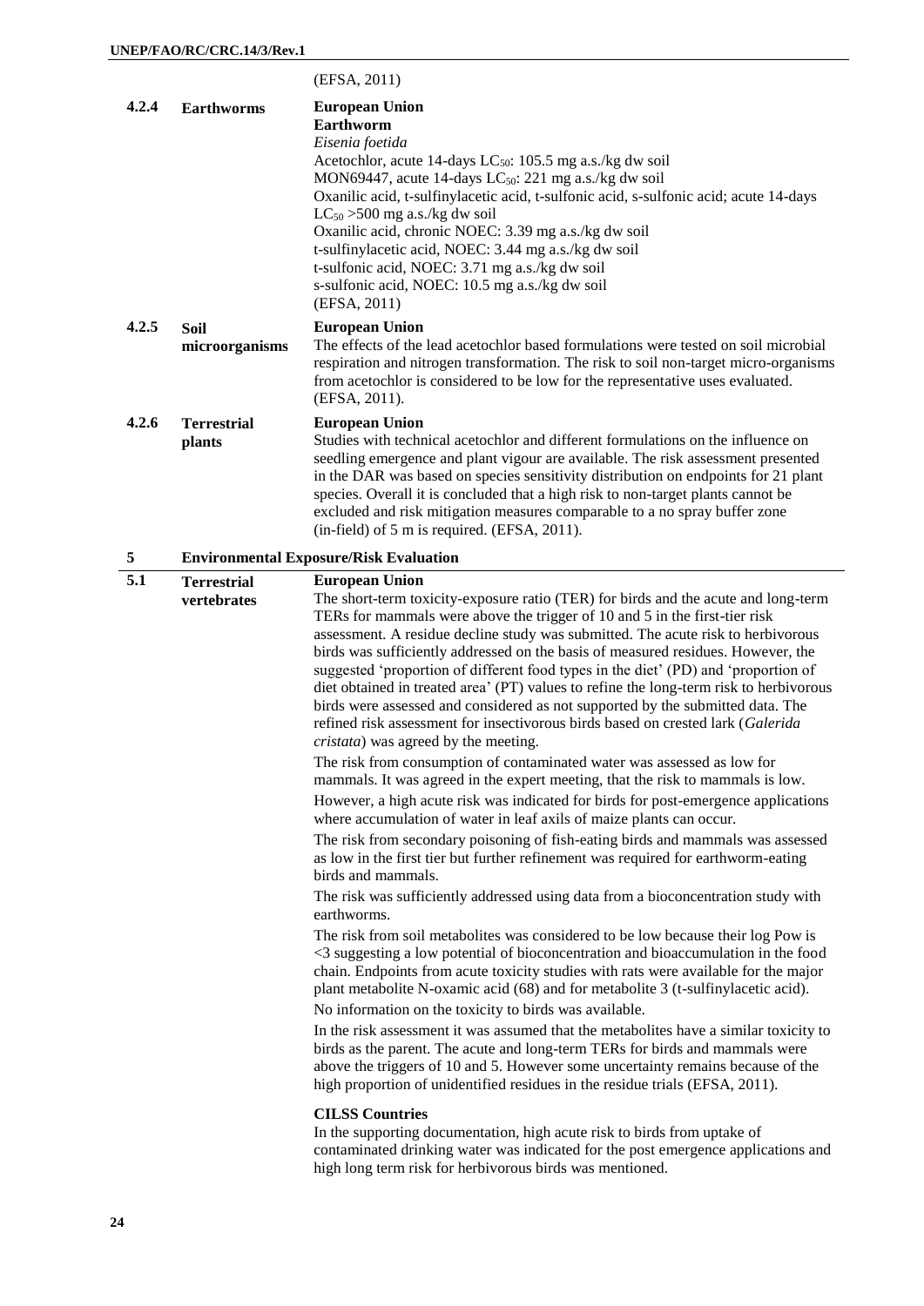| | | |
|---|---|---|
| | | (EFSA, 2011) |
| 4.2.4 | **Earthworms** | **European Union**<br>**Earthworm**<br>*Eisenia foetida*<br>Acetochlor, acute 14-days $LC_{50}$: 105.5 mg a.s./kg dw soil<br>MON69447, acute 14-days $LC_{50}$: 221 mg a.s./kg dw soil<br>Oxanilic acid, t-sulfinylacetic acid, t-sulfonic acid, s-sulfonic acid; acute 14-days $LC_{50}$ >500 mg a.s./kg dw soil<br>Oxanilic acid, chronic NOEC: 3.39 mg a.s./kg dw soil<br>t-sulfinylacetic acid, NOEC: 3.44 mg a.s./kg dw soil<br>t-sulfonic acid, NOEC: 3.71 mg a.s./kg dw soil<br>s-sulfonic acid, NOEC: 10.5 mg a.s./kg dw soil<br>(EFSA, 2011) |
| 4.2.5 | **Soil microorganisms** | **European Union**<br>The effects of the lead acetochlor based formulations were tested on soil microbial respiration and nitrogen transformation. The risk to soil non-target micro-organisms from acetochlor is considered to be low for the representative uses evaluated. (EFSA, 2011). |
| 4.2.6 | **Terrestrial plants** | **European Union**<br>Studies with technical acetochlor and different formulations on the influence on seedling emergence and plant vigour are available. The risk assessment presented in the DAR was based on species sensitivity distribution on endpoints for 21 plant species. Overall it is concluded that a high risk to non-target plants cannot be excluded and risk mitigation measures comparable to a no spray buffer zone (in-field) of 5 m is required. (EFSA, 2011). |
| **5** | **Environmental Exposure/Risk Evaluation** | |
| **5.1** | **Terrestrial vertebrates** | **European Union**<br>The short-term toxicity-exposure ratio (TER) for birds and the acute and long-term TERs for mammals were above the trigger of 10 and 5 in the first-tier risk assessment. A residue decline study was submitted. The acute risk to herbivorous birds was sufficiently addressed on the basis of measured residues. However, the suggested 'proportion of different food types in the diet' (PD) and 'proportion of diet obtained in treated area' (PT) values to refine the long-term risk to herbivorous birds were assessed and considered as not supported by the submitted data. The refined risk assessment for insectivorous birds based on crested lark (*Galerida cristata*) was agreed by the meeting.<br>The risk from consumption of contaminated water was assessed as low for mammals. It was agreed in the expert meeting, that the risk to mammals is low.<br>However, a high acute risk was indicated for birds for post-emergence applications where accumulation of water in leaf axils of maize plants can occur.<br>The risk from secondary poisoning of fish-eating birds and mammals was assessed as low in the first tier but further refinement was required for earthworm-eating birds and mammals.<br>The risk was sufficiently addressed using data from a bioconcentration study with earthworms.<br>The risk from soil metabolites was considered to be low because their log Pow is <3 suggesting a low potential of bioconcentration and bioaccumulation in the food chain. Endpoints from acute toxicity studies with rats were available for the major plant metabolite N-oxamic acid (68) and for metabolite 3 (t-sulfinylacetic acid).<br>No information on the toxicity to birds was available.<br>In the risk assessment it was assumed that the metabolites have a similar toxicity to birds as the parent. The acute and long-term TERs for birds and mammals were above the triggers of 10 and 5. However some uncertainty remains because of the high proportion of unidentified residues in the residue trials (EFSA, 2011).<br><br>**CILSS Countries**<br>In the supporting documentation, high acute risk to birds from uptake of contaminated drinking water was indicated for the post emergence applications and high long term risk for herbivorous birds was mentioned. |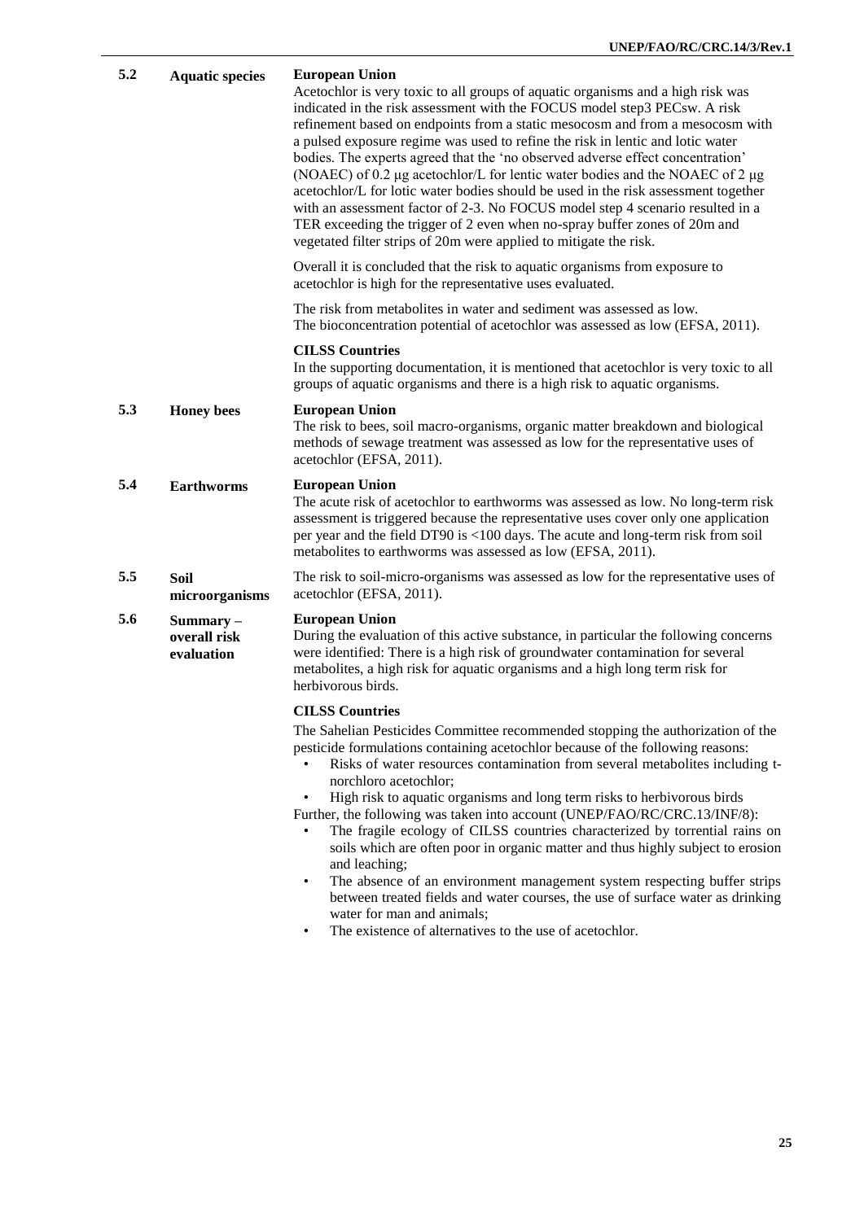| | | |
|---|---|---|
| 5.2 | **Aquatic species** | **European Union**<br>Acetochlor is very toxic to all groups of aquatic organisms and a high risk was indicated in the risk assessment with the FOCUS model step3 PECsw. A risk refinement based on endpoints from a static mesocosm and from a mesocosm with a pulsed exposure regime was used to refine the risk in lentic and lotic water bodies. The experts agreed that the 'no observed adverse effect concentration' (NOAEC) of 0.2 μg acetochlor/L for lentic water bodies and the NOAEC of 2 μg acetochlor/L for lotic water bodies should be used in the risk assessment together with an assessment factor of 2-3. No FOCUS model step 4 scenario resulted in a TER exceeding the trigger of 2 even when no-spray buffer zones of 20m and vegetated filter strips of 20m were applied to mitigate the risk.<br><br>Overall it is concluded that the risk to aquatic organisms from exposure to acetochlor is high for the representative uses evaluated.<br><br>The risk from metabolites in water and sediment was assessed as low.<br>The bioconcentration potential of acetochlor was assessed as low (EFSA, 2011).<br><br>**CILSS Countries**<br>In the supporting documentation, it is mentioned that acetochlor is very toxic to all groups of aquatic organisms and there is a high risk to aquatic organisms. |
| 5.3 | **Honey bees** | **European Union**<br>The risk to bees, soil macro-organisms, organic matter breakdown and biological methods of sewage treatment was assessed as low for the representative uses of acetochlor (EFSA, 2011). |
| 5.4 | **Earthworms** | **European Union**<br>The acute risk of acetochlor to earthworms was assessed as low. No long-term risk assessment is triggered because the representative uses cover only one application per year and the field DT90 is <100 days. The acute and long-term risk from soil metabolites to earthworms was assessed as low (EFSA, 2011). |
| 5.5 | **Soil microorganisms** | The risk to soil-micro-organisms was assessed as low for the representative uses of acetochlor (EFSA, 2011). |
| 5.6 | **Summary – overall risk evaluation** | **European Union**<br>During the evaluation of this active substance, in particular the following concerns were identified: There is a high risk of groundwater contamination for several metabolites, a high risk for aquatic organisms and a high long term risk for herbivorous birds.<br><br>**CILSS Countries**<br>The Sahelian Pesticides Committee recommended stopping the authorization of the pesticide formulations containing acetochlor because of the following reasons:<br>• Risks of water resources contamination from several metabolites including t-norchloro acetochlor;<br>• High risk to aquatic organisms and long term risks to herbivorous birds<br>Further, the following was taken into account (UNEP/FAO/RC/CRC.13/INF/8):<br>• The fragile ecology of CILSS countries characterized by torrential rains on soils which are often poor in organic matter and thus highly subject to erosion and leaching;<br>• The absence of an environment management system respecting buffer strips between treated fields and water courses, the use of surface water as drinking water for man and animals;<br>• The existence of alternatives to the use of acetochlor. |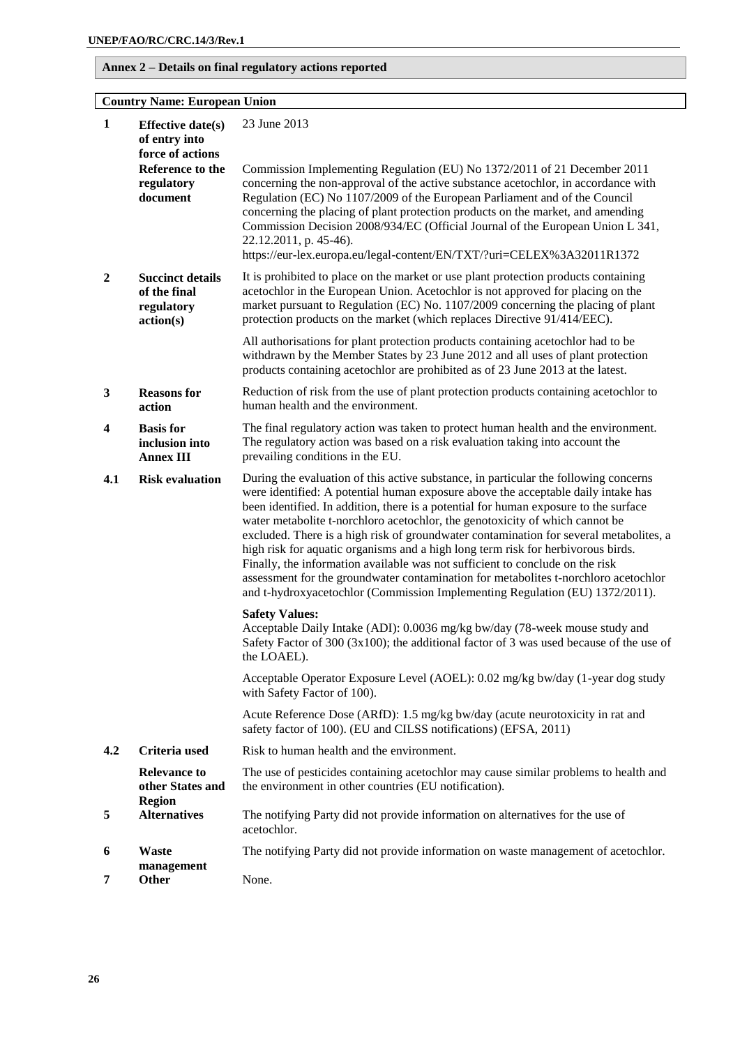## Annex 2 – Details on final regulatory actions reported

**Country Name: European Union**

| | | |
|---|---|---|
| **1** | **Effective date(s) of entry into force of actions** | 23 June 2013 |
| | **Reference to the regulatory document** | Commission Implementing Regulation (EU) No 1372/2011 of 21 December 2011 concerning the non-approval of the active substance acetochlor, in accordance with Regulation (EC) No 1107/2009 of the European Parliament and of the Council concerning the placing of plant protection products on the market, and amending Commission Decision 2008/934/EC (Official Journal of the European Union L 341, 22.12.2011, p. 45-46).<br>https://eur-lex.europa.eu/legal-content/EN/TXT/?uri=CELEX%3A32011R1372 |
| **2** | **Succinct details of the final regulatory action(s)** | It is prohibited to place on the market or use plant protection products containing acetochlor in the European Union. Acetochlor is not approved for placing on the market pursuant to Regulation (EC) No. 1107/2009 concerning the placing of plant protection products on the market (which replaces Directive 91/414/EEC).<br><br>All authorisations for plant protection products containing acetochlor had to be withdrawn by the Member States by 23 June 2012 and all uses of plant protection products containing acetochlor are prohibited as of 23 June 2013 at the latest. |
| **3** | **Reasons for action** | Reduction of risk from the use of plant protection products containing acetochlor to human health and the environment. |
| **4** | **Basis for inclusion into Annex III** | The final regulatory action was taken to protect human health and the environment. The regulatory action was based on a risk evaluation taking into account the prevailing conditions in the EU. |
| **4.1** | **Risk evaluation** | During the evaluation of this active substance, in particular the following concerns were identified: A potential human exposure above the acceptable daily intake has been identified. In addition, there is a potential for human exposure to the surface water metabolite t-norchloro acetochlor, the genotoxicity of which cannot be excluded. There is a high risk of groundwater contamination for several metabolites, a high risk for aquatic organisms and a high long term risk for herbivorous birds. Finally, the information available was not sufficient to conclude on the risk assessment for the groundwater contamination for metabolites t-norchloro acetochlor and t-hydroxyacetochlor (Commission Implementing Regulation (EU) 1372/2011).<br><br>**Safety Values:**<br>Acceptable Daily Intake (ADI): 0.0036 mg/kg bw/day (78-week mouse study and Safety Factor of 300 (3x100); the additional factor of 3 was used because of the use of the LOAEL).<br><br>Acceptable Operator Exposure Level (AOEL): 0.02 mg/kg bw/day (1-year dog study with Safety Factor of 100).<br><br>Acute Reference Dose (ARfD): 1.5 mg/kg bw/day (acute neurotoxicity in rat and safety factor of 100). (EU and CILSS notifications) (EFSA, 2011) |
| **4.2** | **Criteria used** | Risk to human health and the environment. |
| | **Relevance to other States and Region** | The use of pesticides containing acetochlor may cause similar problems to health and the environment in other countries (EU notification). |
| **5** | **Alternatives** | The notifying Party did not provide information on alternatives for the use of acetochlor. |
| **6** | **Waste management** | The notifying Party did not provide information on waste management of acetochlor. |
| **7** | **Other** | None. |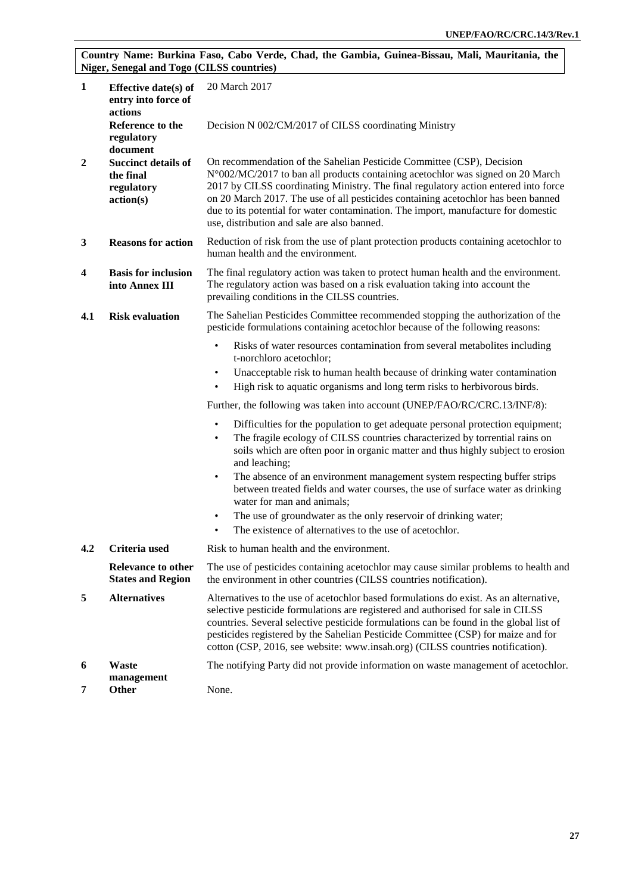**Country Name: Burkina Faso, Cabo Verde, Chad, the Gambia, Guinea-Bissau, Mali, Mauritania, the Niger, Senegal and Togo (CILSS countries)**

| | | |
|---|---|---|
| **1** | **Effective date(s) of entry into force of actions** | 20 March 2017 |
| | **Reference to the regulatory document** | Decision N 002/CM/2017 of CILSS coordinating Ministry |
| **2** | **Succinct details of the final regulatory action(s)** | On recommendation of the Sahelian Pesticide Committee (CSP), Decision N°002/MC/2017 to ban all products containing acetochlor was signed on 20 March 2017 by CILSS coordinating Ministry. The final regulatory action entered into force on 20 March 2017. The use of all pesticides containing acetochlor has been banned due to its potential for water contamination. The import, manufacture for domestic use, distribution and sale are also banned. |
| **3** | **Reasons for action** | Reduction of risk from the use of plant protection products containing acetochlor to human health and the environment. |
| **4** | **Basis for inclusion into Annex III** | The final regulatory action was taken to protect human health and the environment. The regulatory action was based on a risk evaluation taking into account the prevailing conditions in the CILSS countries. |
| **4.1** | **Risk evaluation** | The Sahelian Pesticides Committee recommended stopping the authorization of the pesticide formulations containing acetochlor because of the following reasons:<br>• Risks of water resources contamination from several metabolites including t-norchloro acetochlor;<br>• Unacceptable risk to human health because of drinking water contamination<br>• High risk to aquatic organisms and long term risks to herbivorous birds.<br>Further, the following was taken into account (UNEP/FAO/RC/CRC.13/INF/8):<br>• Difficulties for the population to get adequate personal protection equipment;<br>• The fragile ecology of CILSS countries characterized by torrential rains on soils which are often poor in organic matter and thus highly subject to erosion and leaching;<br>• The absence of an environment management system respecting buffer strips between treated fields and water courses, the use of surface water as drinking water for man and animals;<br>• The use of groundwater as the only reservoir of drinking water;<br>• The existence of alternatives to the use of acetochlor. |
| **4.2** | **Criteria used** | Risk to human health and the environment. |
| | **Relevance to other States and Region** | The use of pesticides containing acetochlor may cause similar problems to health and the environment in other countries (CILSS countries notification). |
| **5** | **Alternatives** | Alternatives to the use of acetochlor based formulations do exist. As an alternative, selective pesticide formulations are registered and authorised for sale in CILSS countries. Several selective pesticide formulations can be found in the global list of pesticides registered by the Sahelian Pesticide Committee (CSP) for maize and for cotton (CSP, 2016, see website: www.insah.org) (CILSS countries notification). |
| **6** | **Waste management** | The notifying Party did not provide information on waste management of acetochlor. |
| **7** | **Other** | None. |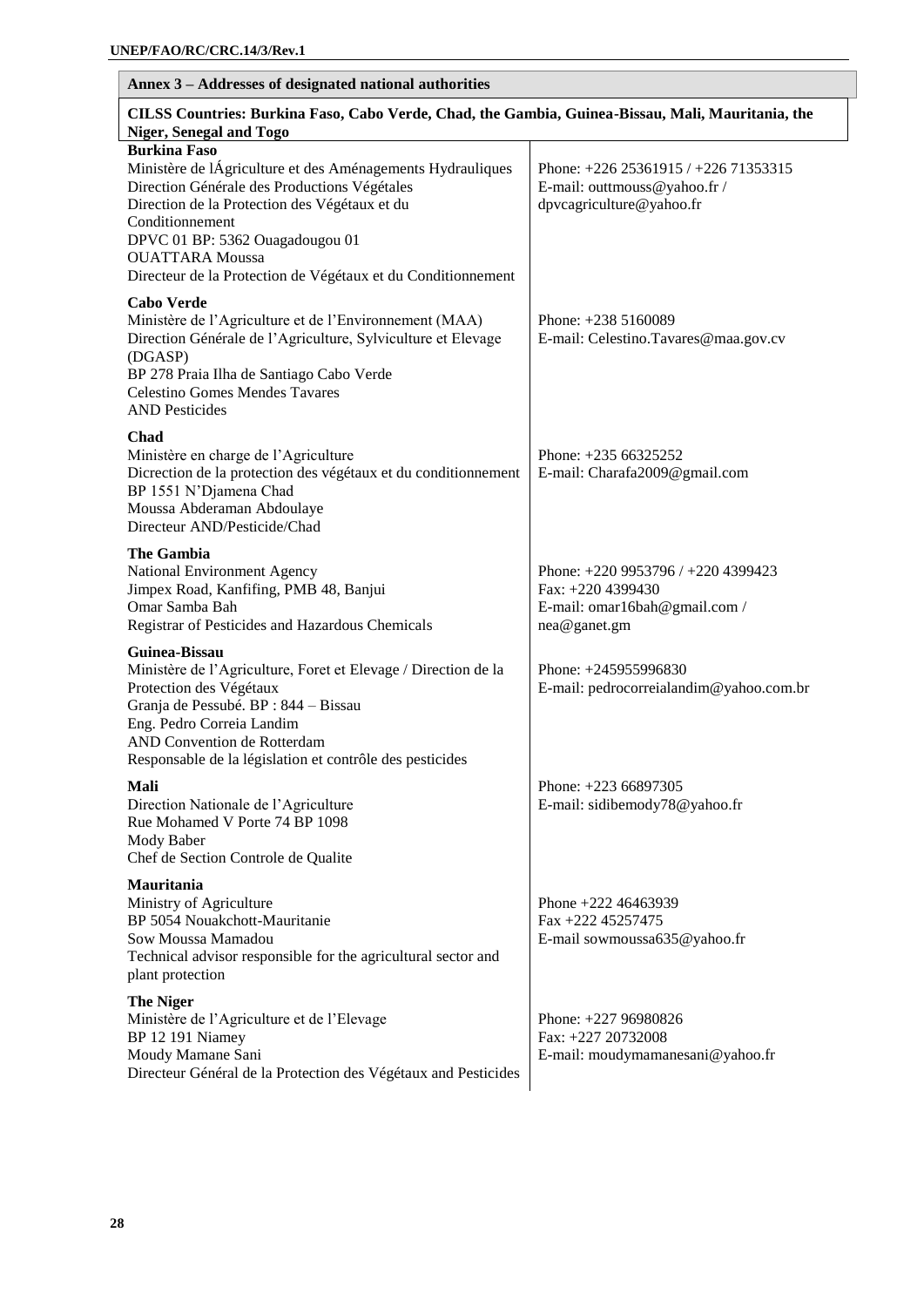## Annex 3 – Addresses of designated national authorities

**CILSS Countries: Burkina Faso, Cabo Verde, Chad, the Gambia, Guinea-Bissau, Mali, Mauritania, the Niger, Senegal and Togo**

| | |
|---|---|
| **Burkina Faso**<br>Ministère de lÁgriculture et des Aménagements Hydrauliques<br>Direction Générale des Productions Végétales<br>Direction de la Protection des Végétaux et du Conditionnement<br>DPVC 01 BP: 5362 Ouagadougou 01<br>OUATTARA Moussa<br>Directeur de la Protection de Végétaux et du Conditionnement | Phone: +226 25361915 / +226 71353315<br>E-mail: outtmouss@yahoo.fr / dpvcagriculture@yahoo.fr |
| **Cabo Verde**<br>Ministère de l'Agriculture et de l'Environnement (MAA)<br>Direction Générale de l'Agriculture, Sylviculture et Elevage (DGASP)<br>BP 278 Praia Ilha de Santiago Cabo Verde<br>Celestino Gomes Mendes Tavares<br>AND Pesticides | Phone: +238 5160089<br>E-mail: Celestino.Tavares@maa.gov.cv |
| **Chad**<br>Ministère en charge de l'Agriculture<br>Dicrection de la protection des végétaux et du conditionnement<br>BP 1551 N'Djamena Chad<br>Moussa Abderaman Abdoulaye<br>Directeur AND/Pesticide/Chad | Phone: +235 66325252<br>E-mail: Charafa2009@gmail.com |
| **The Gambia**<br>National Environment Agency<br>Jimpex Road, Kanfifing, PMB 48, Banjui<br>Omar Samba Bah<br>Registrar of Pesticides and Hazardous Chemicals | Phone: +220 9953796 / +220 4399423<br>Fax: +220 4399430<br>E-mail: omar16bah@gmail.com / nea@ganet.gm |
| **Guinea-Bissau**<br>Ministère de l'Agriculture, Foret et Elevage / Direction de la Protection des Végétaux<br>Granja de Pessubé. BP : 844 – Bissau<br>Eng. Pedro Correia Landim<br>AND Convention de Rotterdam<br>Responsable de la législation et contrôle des pesticides | Phone: +245955996830<br>E-mail: pedrocorreialandim@yahoo.com.br |
| **Mali**<br>Direction Nationale de l'Agriculture<br>Rue Mohamed V Porte 74 BP 1098<br>Mody Baber<br>Chef de Section Controle de Qualite | Phone: +223 66897305<br>E-mail: sidibemody78@yahoo.fr |
| **Mauritania**<br>Ministry of Agriculture<br>BP 5054 Nouakchott-Mauritanie<br>Sow Moussa Mamadou<br>Technical advisor responsible for the agricultural sector and plant protection | Phone +222 46463939<br>Fax +222 45257475<br>E-mail sowmoussa635@yahoo.fr |
| **The Niger**<br>Ministère de l'Agriculture et de l'Elevage<br>BP 12 191 Niamey<br>Moudy Mamane Sani<br>Directeur Général de la Protection des Végétaux and Pesticides | Phone: +227 96980826<br>Fax: +227 20732008<br>E-mail: moudymamanesani@yahoo.fr |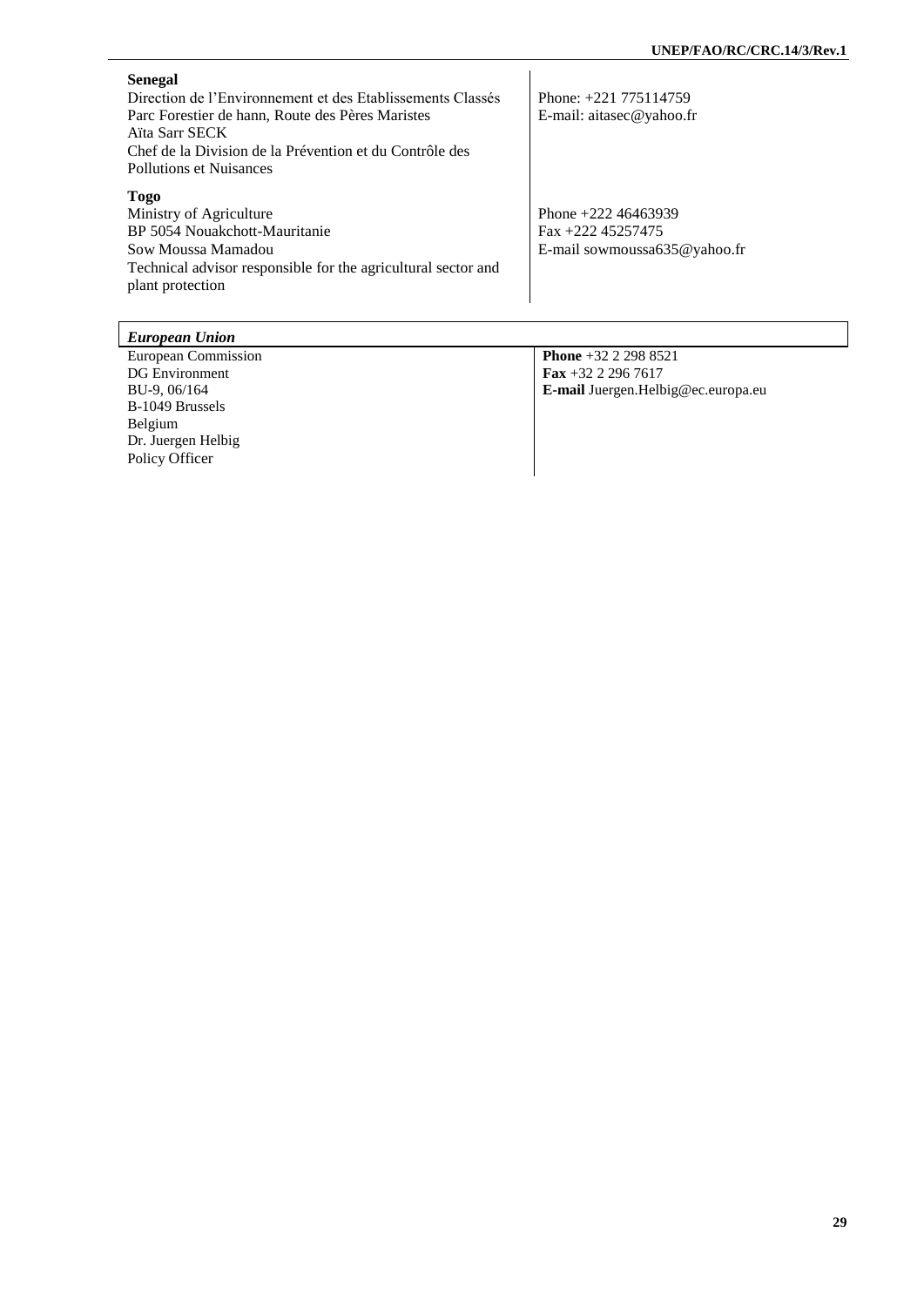| | |
|---|---|
| **Senegal**<br>Direction de l'Environnement et des Etablissements Classés<br>Parc Forestier de hann, Route des Pères Maristes<br>Aïta Sarr SECK<br>Chef de la Division de la Prévention et du Contrôle des Pollutions et Nuisances | Phone: +221 775114759<br>E-mail: aitasec@yahoo.fr |
| **Togo**<br>Ministry of Agriculture<br>BP 5054 Nouakchott-Mauritanie<br>Sow Moussa Mamadou<br>Technical advisor responsible for the agricultural sector and plant protection | Phone +222 46463939<br>Fax +222 45257475<br>E-mail sowmoussa635@yahoo.fr |

### *European Union*

| | |
|---|---|
| European Commission<br>DG Environment<br>BU-9, 06/164<br>B-1049 Brussels<br>Belgium<br>Dr. Juergen Helbig<br>Policy Officer | **Phone** +32 2 298 8521<br>**Fax** +32 2 296 7617<br>**E-mail** Juergen.Helbig@ec.europa.eu |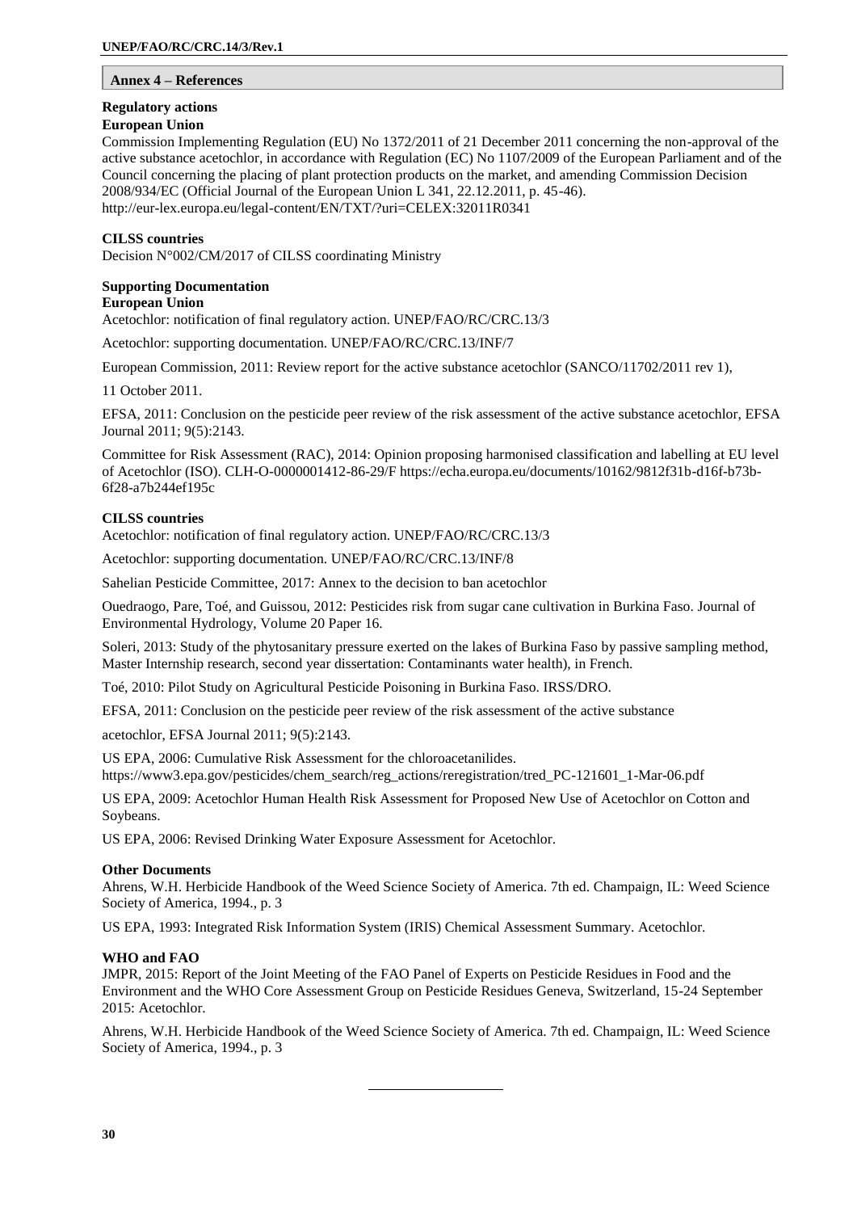## Annex 4 – References

### Regulatory actions

**European Union**

Commission Implementing Regulation (EU) No 1372/2011 of 21 December 2011 concerning the non-approval of the active substance acetochlor, in accordance with Regulation (EC) No 1107/2009 of the European Parliament and of the Council concerning the placing of plant protection products on the market, and amending Commission Decision 2008/934/EC (Official Journal of the European Union L 341, 22.12.2011, p. 45-46). http://eur-lex.europa.eu/legal-content/EN/TXT/?uri=CELEX:32011R0341

**CILSS countries**

Decision N°002/CM/2017 of CILSS coordinating Ministry

### Supporting Documentation

**European Union**

Acetochlor: notification of final regulatory action. UNEP/FAO/RC/CRC.13/3

Acetochlor: supporting documentation. UNEP/FAO/RC/CRC.13/INF/7

European Commission, 2011: Review report for the active substance acetochlor (SANCO/11702/2011 rev 1),

11 October 2011.

EFSA, 2011: Conclusion on the pesticide peer review of the risk assessment of the active substance acetochlor, EFSA Journal 2011; 9(5):2143.

Committee for Risk Assessment (RAC), 2014: Opinion proposing harmonised classification and labelling at EU level of Acetochlor (ISO). CLH-O-0000001412-86-29/F https://echa.europa.eu/documents/10162/9812f31b-d16f-b73b-6f28-a7b244ef195c

**CILSS countries**

Acetochlor: notification of final regulatory action. UNEP/FAO/RC/CRC.13/3

Acetochlor: supporting documentation. UNEP/FAO/RC/CRC.13/INF/8

Sahelian Pesticide Committee, 2017: Annex to the decision to ban acetochlor

Ouedraogo, Pare, Toé, and Guissou, 2012: Pesticides risk from sugar cane cultivation in Burkina Faso. Journal of Environmental Hydrology, Volume 20 Paper 16.

Soleri, 2013: Study of the phytosanitary pressure exerted on the lakes of Burkina Faso by passive sampling method, Master Internship research, second year dissertation: Contaminants water health), in French.

Toé, 2010: Pilot Study on Agricultural Pesticide Poisoning in Burkina Faso. IRSS/DRO.

EFSA, 2011: Conclusion on the pesticide peer review of the risk assessment of the active substance

acetochlor, EFSA Journal 2011; 9(5):2143.

US EPA, 2006: Cumulative Risk Assessment for the chloroacetanilides. https://www3.epa.gov/pesticides/chem_search/reg_actions/reregistration/tred_PC-121601_1-Mar-06.pdf

US EPA, 2009: Acetochlor Human Health Risk Assessment for Proposed New Use of Acetochlor on Cotton and Soybeans.

US EPA, 2006: Revised Drinking Water Exposure Assessment for Acetochlor.

**Other Documents**

Ahrens, W.H. Herbicide Handbook of the Weed Science Society of America. 7th ed. Champaign, IL: Weed Science Society of America, 1994., p. 3

US EPA, 1993: Integrated Risk Information System (IRIS) Chemical Assessment Summary. Acetochlor.

**WHO and FAO**

JMPR, 2015: Report of the Joint Meeting of the FAO Panel of Experts on Pesticide Residues in Food and the Environment and the WHO Core Assessment Group on Pesticide Residues Geneva, Switzerland, 15-24 September 2015: Acetochlor.

Ahrens, W.H. Herbicide Handbook of the Weed Science Society of America. 7th ed. Champaign, IL: Weed Science Society of America, 1994., p. 3